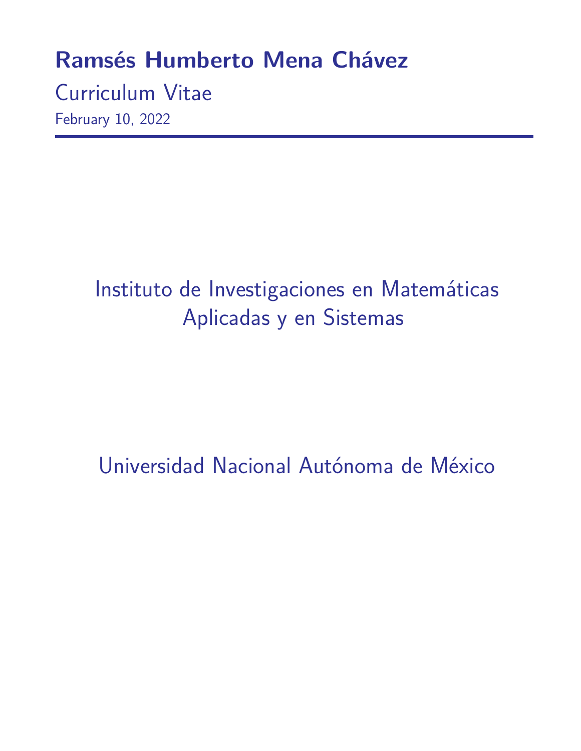# Ramsés Humberto Mena Chávez

Curriculum Vitae

February 10, 2022

Instituto de Investigaciones en Matemáticas Aplicadas y en Sistemas

Universidad Nacional Autónoma de México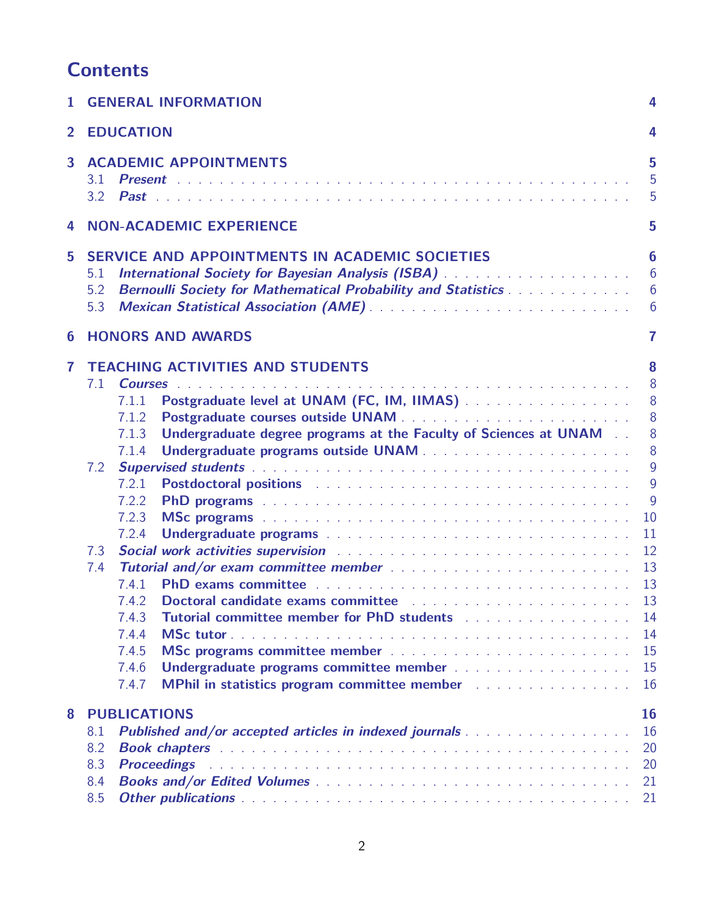# Contents

- 1 GENERAL INFORMATION — 4
- 2 EDUCATION — 4
- 3 ACADEMIC APPOINTMENTS — 5
  - 3.1 *Present* — 5
  - 3.2 *Past* — 5
- 4 NON-ACADEMIC EXPERIENCE — 5
- 5 SERVICE AND APPOINTMENTS IN ACADEMIC SOCIETIES — 6
  - 5.1 *International Society for Bayesian Analysis (ISBA)* — 6
  - 5.2 *Bernoulli Society for Mathematical Probability and Statistics* — 6
  - 5.3 *Mexican Statistical Association (AME)* — 6
- 6 HONORS AND AWARDS — 7
- 7 TEACHING ACTIVITIES AND STUDENTS — 8
  - 7.1 *Courses* — 8
    - 7.1.1 Postgraduate level at UNAM (FC, IM, IIMAS) — 8
    - 7.1.2 Postgraduate courses outside UNAM — 8
    - 7.1.3 Undergraduate degree programs at the Faculty of Sciences at UNAM — 8
    - 7.1.4 Undergraduate programs outside UNAM — 8
  - 7.2 *Supervised students* — 9
    - 7.2.1 Postdoctoral positions — 9
    - 7.2.2 PhD programs — 9
    - 7.2.3 MSc programs — 10
    - 7.2.4 Undergraduate programs — 11
  - 7.3 *Social work activities supervision* — 12
  - 7.4 *Tutorial and/or exam committee member* — 13
    - 7.4.1 PhD exams committee — 13
    - 7.4.2 Doctoral candidate exams committee — 13
    - 7.4.3 Tutorial committee member for PhD students — 14
    - 7.4.4 MSc tutor — 14
    - 7.4.5 MSc programs committee member — 15
    - 7.4.6 Undergraduate programs committee member — 15
    - 7.4.7 MPhil in statistics program committee member — 16
- 8 PUBLICATIONS — 16
  - 8.1 *Published and/or accepted articles in indexed journals* — 16
  - 8.2 *Book chapters* — 20
  - 8.3 *Proceedings* — 20
  - 8.4 *Books and/or Edited Volumes* — 21
  - 8.5 *Other publications* — 21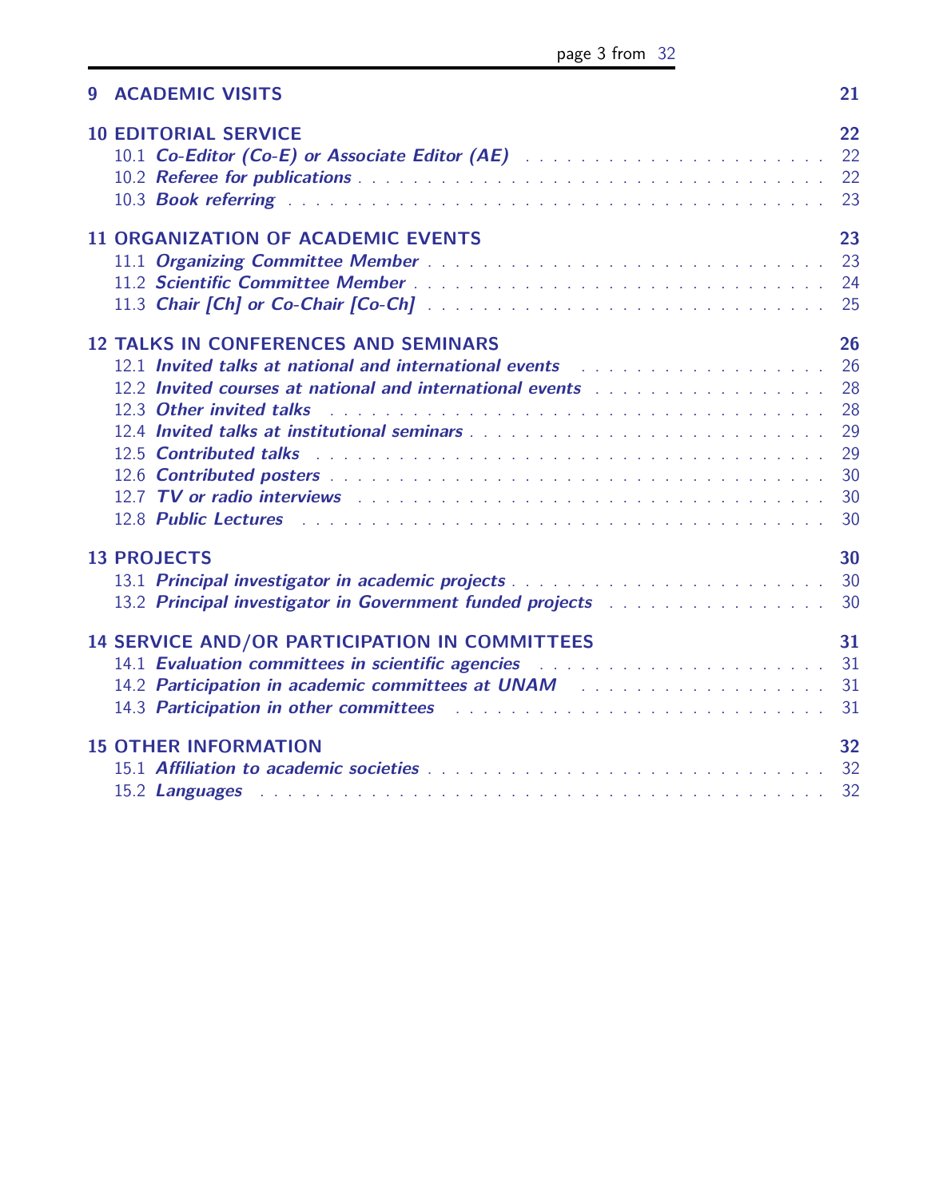**9 ACADEMIC VISITS** 21

**10 EDITORIAL SERVICE** 22

- 10.1 ***Co-Editor (Co-E) or Associate Editor (AE)*** 22
- 10.2 ***Referee for publications*** 22
- 10.3 ***Book referring*** 23

**11 ORGANIZATION OF ACADEMIC EVENTS** 23

- 11.1 ***Organizing Committee Member*** 23
- 11.2 ***Scientific Committee Member*** 24
- 11.3 ***Chair [Ch] or Co-Chair [Co-Ch]*** 25

**12 TALKS IN CONFERENCES AND SEMINARS** 26

- 12.1 ***Invited talks at national and international events*** 26
- 12.2 ***Invited courses at national and international events*** 28
- 12.3 ***Other invited talks*** 28
- 12.4 ***Invited talks at institutional seminars*** 29
- 12.5 ***Contributed talks*** 29
- 12.6 ***Contributed posters*** 30
- 12.7 ***TV or radio interviews*** 30
- 12.8 ***Public Lectures*** 30

**13 PROJECTS** 30

- 13.1 ***Principal investigator in academic projects*** 30
- 13.2 ***Principal investigator in Government funded projects*** 30

**14 SERVICE AND/OR PARTICIPATION IN COMMITTEES** 31

- 14.1 ***Evaluation committees in scientific agencies*** 31
- 14.2 ***Participation in academic committees at UNAM*** 31
- 14.3 ***Participation in other committees*** 31

**15 OTHER INFORMATION** 32

- 15.1 ***Affiliation to academic societies*** 32
- 15.2 ***Languages*** 32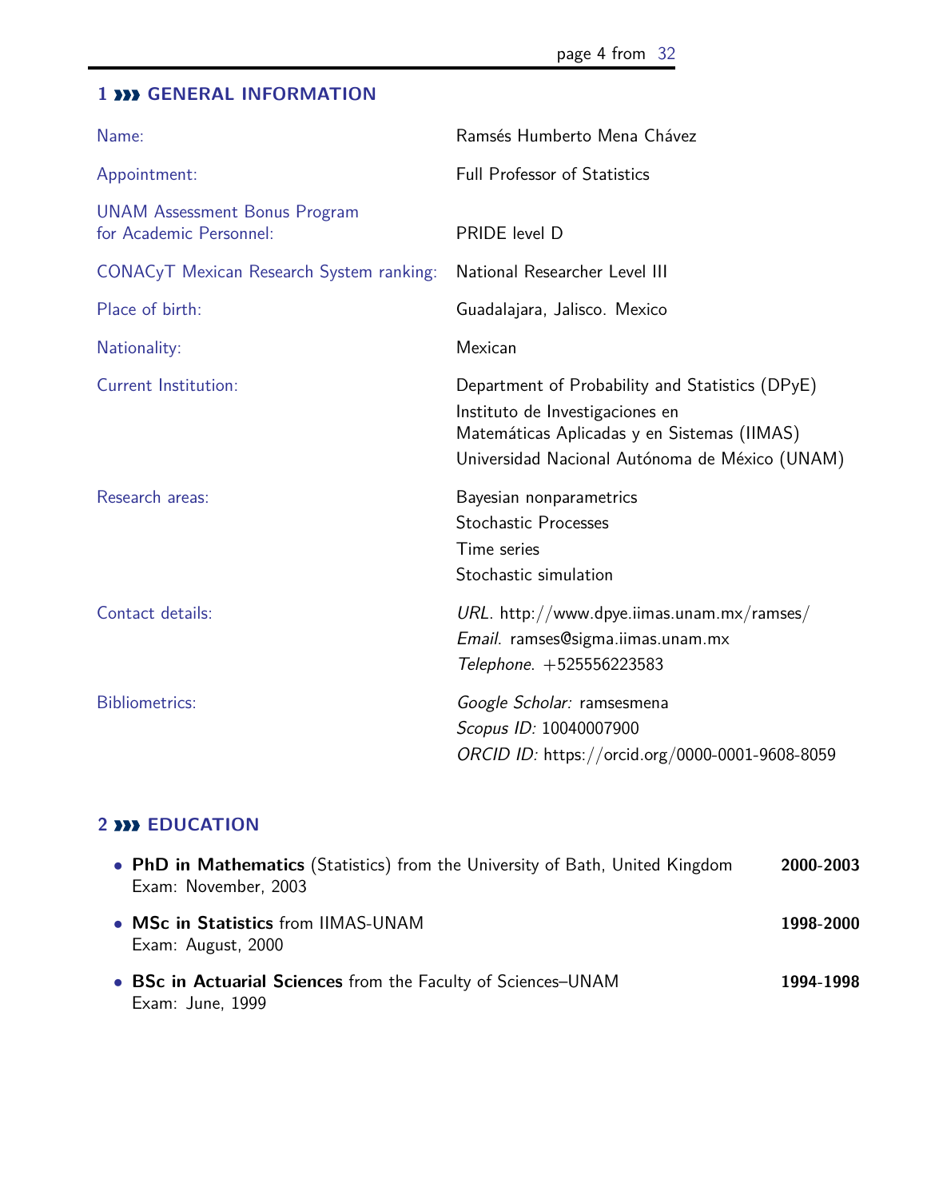## 1 »» GENERAL INFORMATION

| | |
|---|---|
| Name: | Ramsés Humberto Mena Chávez |
| Appointment: | Full Professor of Statistics |
| UNAM Assessment Bonus Program for Academic Personnel: | PRIDE level D |
| CONACyT Mexican Research System ranking: | National Researcher Level III |
| Place of birth: | Guadalajara, Jalisco. Mexico |
| Nationality: | Mexican |
| Current Institution: | Department of Probability and Statistics (DPyE)<br>Instituto de Investigaciones en Matemáticas Aplicadas y en Sistemas (IIMAS)<br>Universidad Nacional Autónoma de México (UNAM) |
| Research areas: | Bayesian nonparametrics<br>Stochastic Processes<br>Time series<br>Stochastic simulation |
| Contact details: | *URL*. http://www.dpye.iimas.unam.mx/ramses/<br>*Email*. ramses@sigma.iimas.unam.mx<br>*Telephone*. +525556223583 |
| Bibliometrics: | *Google Scholar:* ramsesmena<br>*Scopus ID:* 10040007900<br>*ORCID ID:* https://orcid.org/0000-0001-9608-8059 |

## 2 »» EDUCATION

- **PhD in Mathematics** (Statistics) from the University of Bath, United Kingdom **2000-2003**
  Exam: November, 2003
- **MSc in Statistics** from IIMAS-UNAM **1998-2000**
  Exam: August, 2000
- **BSc in Actuarial Sciences** from the Faculty of Sciences–UNAM **1994-1998**
  Exam: June, 1999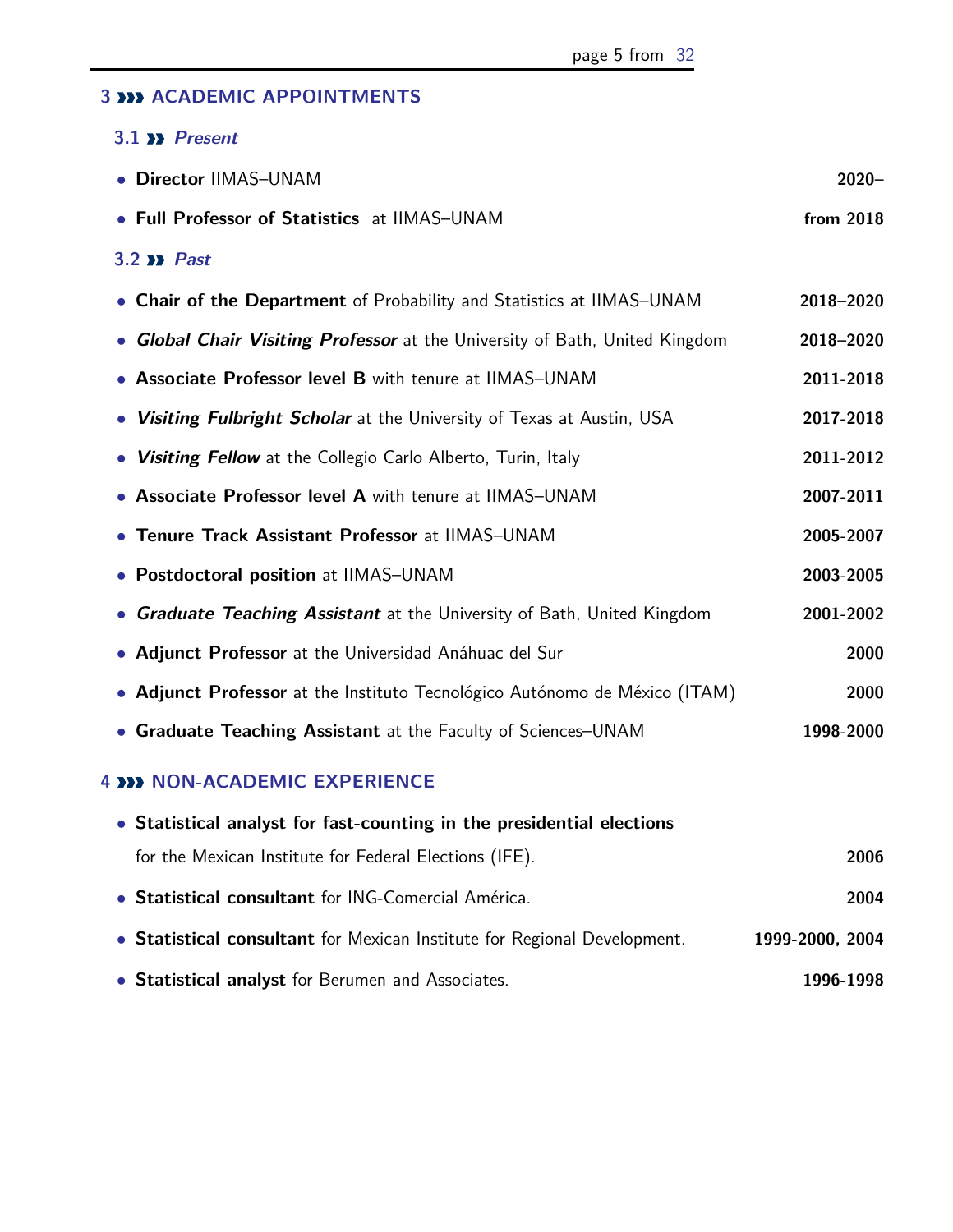# 3 ››› ACADEMIC APPOINTMENTS

## 3.1 ›› *Present*

- **Director** IIMAS–UNAM **2020–**
- **Full Professor of Statistics** at IIMAS–UNAM **from 2018**

## 3.2 ›› *Past*

- **Chair of the Department** of Probability and Statistics at IIMAS–UNAM **2018–2020**
- ***Global Chair Visiting Professor*** at the University of Bath, United Kingdom **2018–2020**
- **Associate Professor level B** with tenure at IIMAS–UNAM **2011-2018**
- ***Visiting Fulbright Scholar*** at the University of Texas at Austin, USA **2017-2018**
- ***Visiting Fellow*** at the Collegio Carlo Alberto, Turin, Italy **2011-2012**
- **Associate Professor level A** with tenure at IIMAS–UNAM **2007-2011**
- **Tenure Track Assistant Professor** at IIMAS–UNAM **2005-2007**
- **Postdoctoral position** at IIMAS–UNAM **2003-2005**
- ***Graduate Teaching Assistant*** at the University of Bath, United Kingdom **2001-2002**
- **Adjunct Professor** at the Universidad Anáhuac del Sur **2000**
- **Adjunct Professor** at the Instituto Tecnológico Autónomo de México (ITAM) **2000**
- **Graduate Teaching Assistant** at the Faculty of Sciences–UNAM **1998-2000**

# 4 ››› NON-ACADEMIC EXPERIENCE

- **Statistical analyst for fast-counting in the presidential elections** for the Mexican Institute for Federal Elections (IFE). **2006**
- **Statistical consultant** for ING-Comercial América. **2004**
- **Statistical consultant** for Mexican Institute for Regional Development. **1999-2000, 2004**
- **Statistical analyst** for Berumen and Associates. **1996-1998**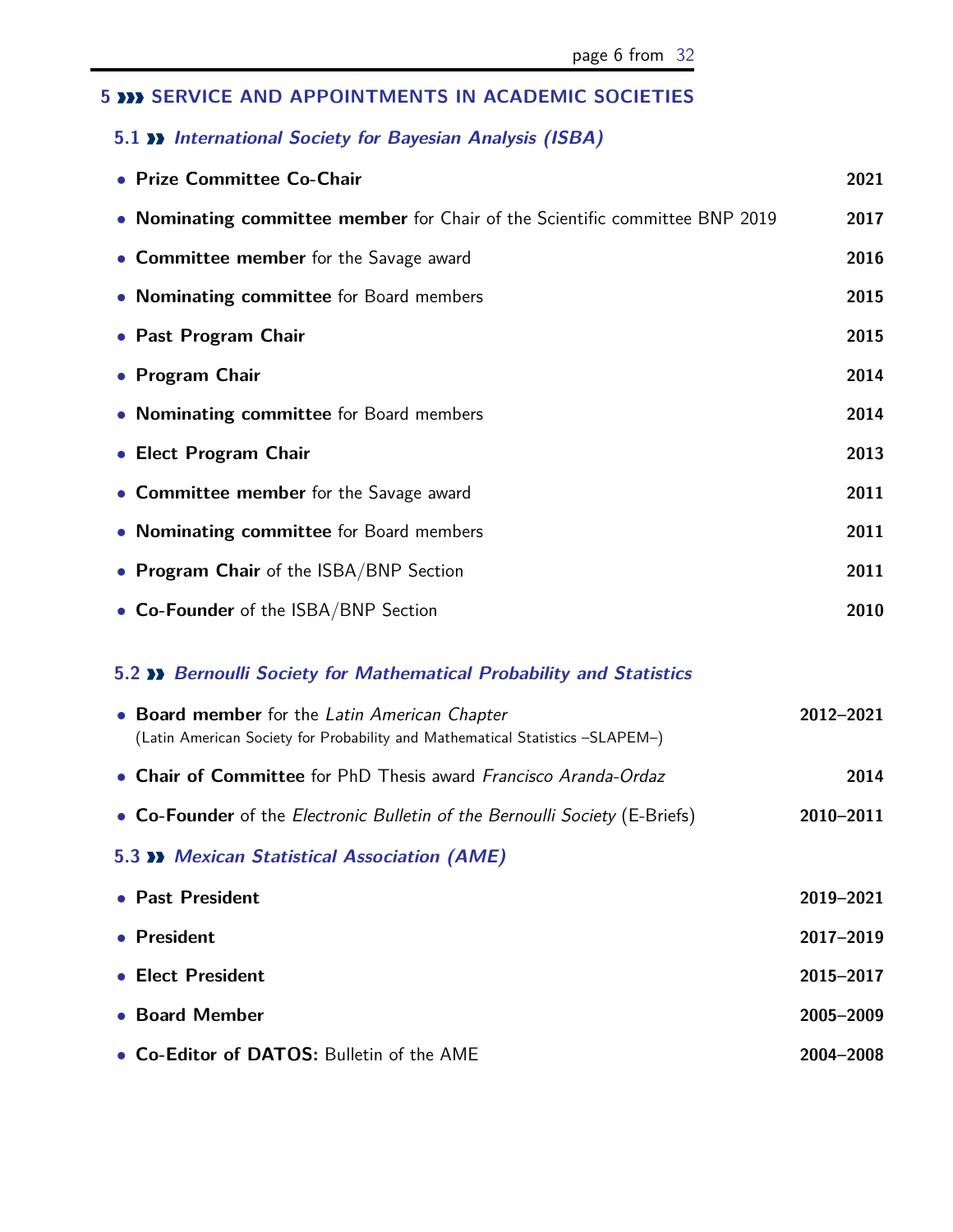# 5 ››› SERVICE AND APPOINTMENTS IN ACADEMIC SOCIETIES

## 5.1 ›› *International Society for Bayesian Analysis (ISBA)*

- **Prize Committee Co-Chair** **2021**
- **Nominating committee member** for Chair of the Scientific committee BNP 2019 **2017**
- **Committee member** for the Savage award **2016**
- **Nominating committee** for Board members **2015**
- **Past Program Chair** **2015**
- **Program Chair** **2014**
- **Nominating committee** for Board members **2014**
- **Elect Program Chair** **2013**
- **Committee member** for the Savage award **2011**
- **Nominating committee** for Board members **2011**
- **Program Chair** of the ISBA/BNP Section **2011**
- **Co-Founder** of the ISBA/BNP Section **2010**

## 5.2 ›› *Bernoulli Society for Mathematical Probability and Statistics*

- **Board member** for the *Latin American Chapter* **2012–2021**
  (Latin American Society for Probability and Mathematical Statistics –SLAPEM–)
- **Chair of Committee** for PhD Thesis award *Francisco Aranda-Ordaz* **2014**
- **Co-Founder** of the *Electronic Bulletin of the Bernoulli Society* (E-Briefs) **2010–2011**

## 5.3 ›› *Mexican Statistical Association (AME)*

- **Past President** **2019–2021**
- **President** **2017–2019**
- **Elect President** **2015–2017**
- **Board Member** **2005–2009**
- **Co-Editor of DATOS:** Bulletin of the AME **2004–2008**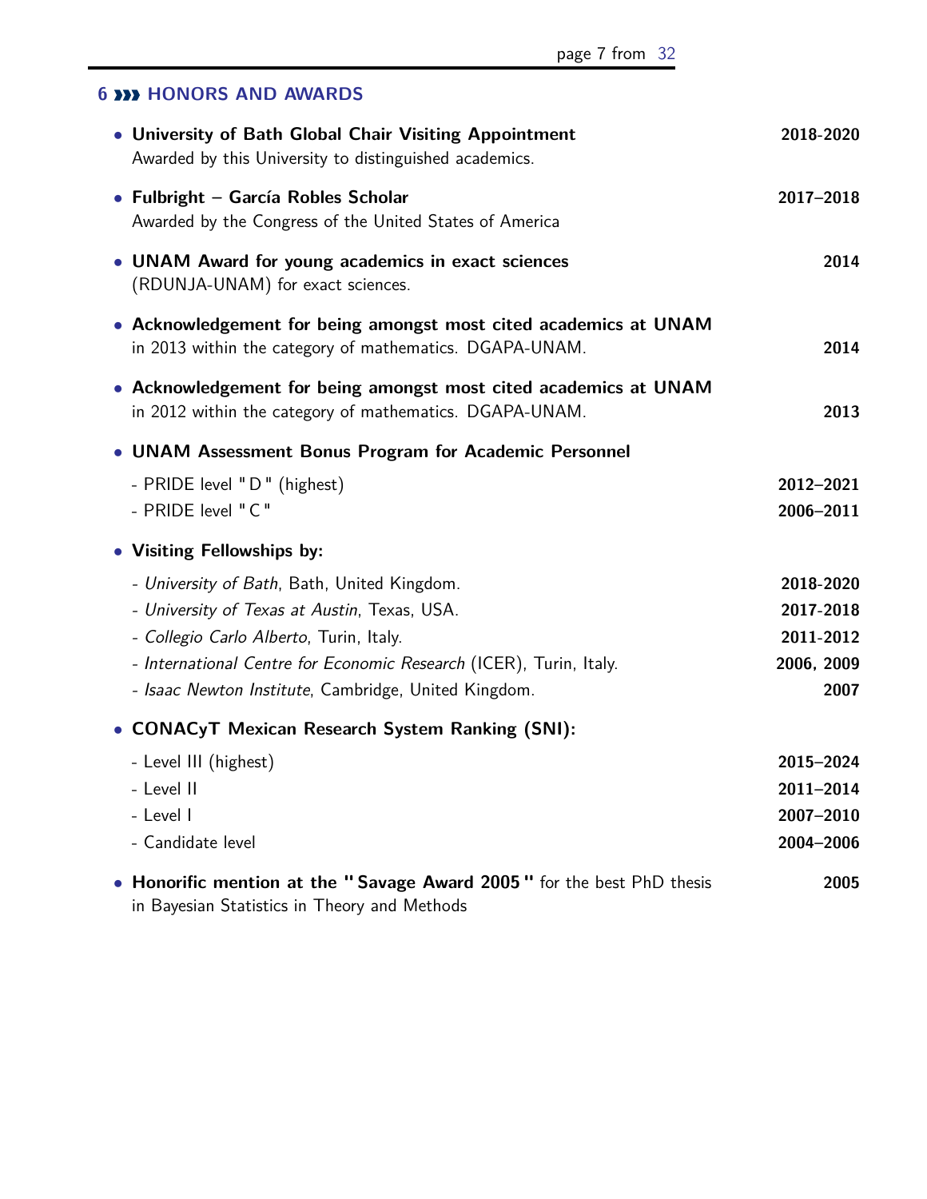## 6 »» HONORS AND AWARDS

- **University of Bath Global Chair Visiting Appointment** — **2018-2020**
  Awarded by this University to distinguished academics.

- **Fulbright – García Robles Scholar** — **2017–2018**
  Awarded by the Congress of the United States of America

- **UNAM Award for young academics in exact sciences** — **2014**
  (RDUNJA-UNAM) for exact sciences.

- **Acknowledgement for being amongst most cited academics at UNAM**
  in 2013 within the category of mathematics. DGAPA-UNAM. — **2014**

- **Acknowledgement for being amongst most cited academics at UNAM**
  in 2012 within the category of mathematics. DGAPA-UNAM. — **2013**

- **UNAM Assessment Bonus Program for Academic Personnel**
  - PRIDE level "D" (highest) — **2012–2021**
  - PRIDE level "C" — **2006–2011**

- **Visiting Fellowships by:**
  - *University of Bath*, Bath, United Kingdom. — **2018-2020**
  - *University of Texas at Austin*, Texas, USA. — **2017-2018**
  - *Collegio Carlo Alberto*, Turin, Italy. — **2011-2012**
  - *International Centre for Economic Research* (ICER), Turin, Italy. — **2006, 2009**
  - *Isaac Newton Institute*, Cambridge, United Kingdom. — **2007**

- **CONACyT Mexican Research System Ranking (SNI):**
  - Level III (highest) — **2015–2024**
  - Level II — **2011–2014**
  - Level I — **2007–2010**
  - Candidate level — **2004–2006**

- **Honorific mention at the "Savage Award 2005"** for the best PhD thesis in Bayesian Statistics in Theory and Methods — **2005**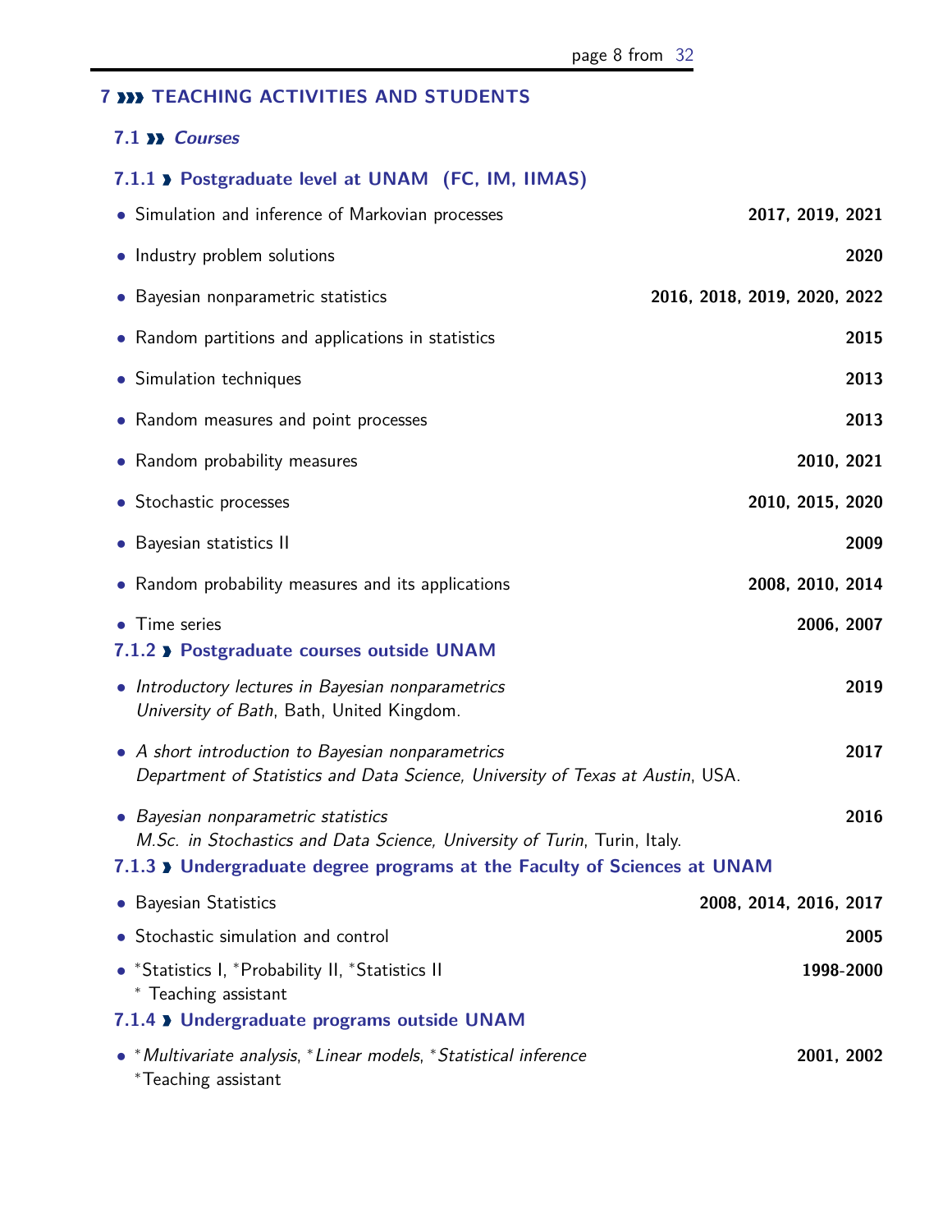# 7 TEACHING ACTIVITIES AND STUDENTS

## 7.1 *Courses*

### 7.1.1 Postgraduate level at UNAM (FC, IM, IIMAS)

- Simulation and inference of Markovian processes **2017, 2019, 2021**
- Industry problem solutions **2020**
- Bayesian nonparametric statistics **2016, 2018, 2019, 2020, 2022**
- Random partitions and applications in statistics **2015**
- Simulation techniques **2013**
- Random measures and point processes **2013**
- Random probability measures **2010, 2021**
- Stochastic processes **2010, 2015, 2020**
- Bayesian statistics II **2009**
- Random probability measures and its applications **2008, 2010, 2014**
- Time series **2006, 2007**

### 7.1.2 Postgraduate courses outside UNAM

- *Introductory lectures in Bayesian nonparametrics* **2019**
  *University of Bath*, Bath, United Kingdom.
- *A short introduction to Bayesian nonparametrics* **2017**
  *Department of Statistics and Data Science, University of Texas at Austin*, USA.
- *Bayesian nonparametric statistics* **2016**
  *M.Sc. in Stochastics and Data Science, University of Turin*, Turin, Italy.

### 7.1.3 Undergraduate degree programs at the Faculty of Sciences at UNAM

- Bayesian Statistics **2008, 2014, 2016, 2017**
- Stochastic simulation and control **2005**
- *Statistics I, *Probability II, *Statistics II **1998-2000**
  * Teaching assistant

### 7.1.4 Undergraduate programs outside UNAM

- **Multivariate analysis*, **Linear models*, **Statistical inference* **2001, 2002**
  *Teaching assistant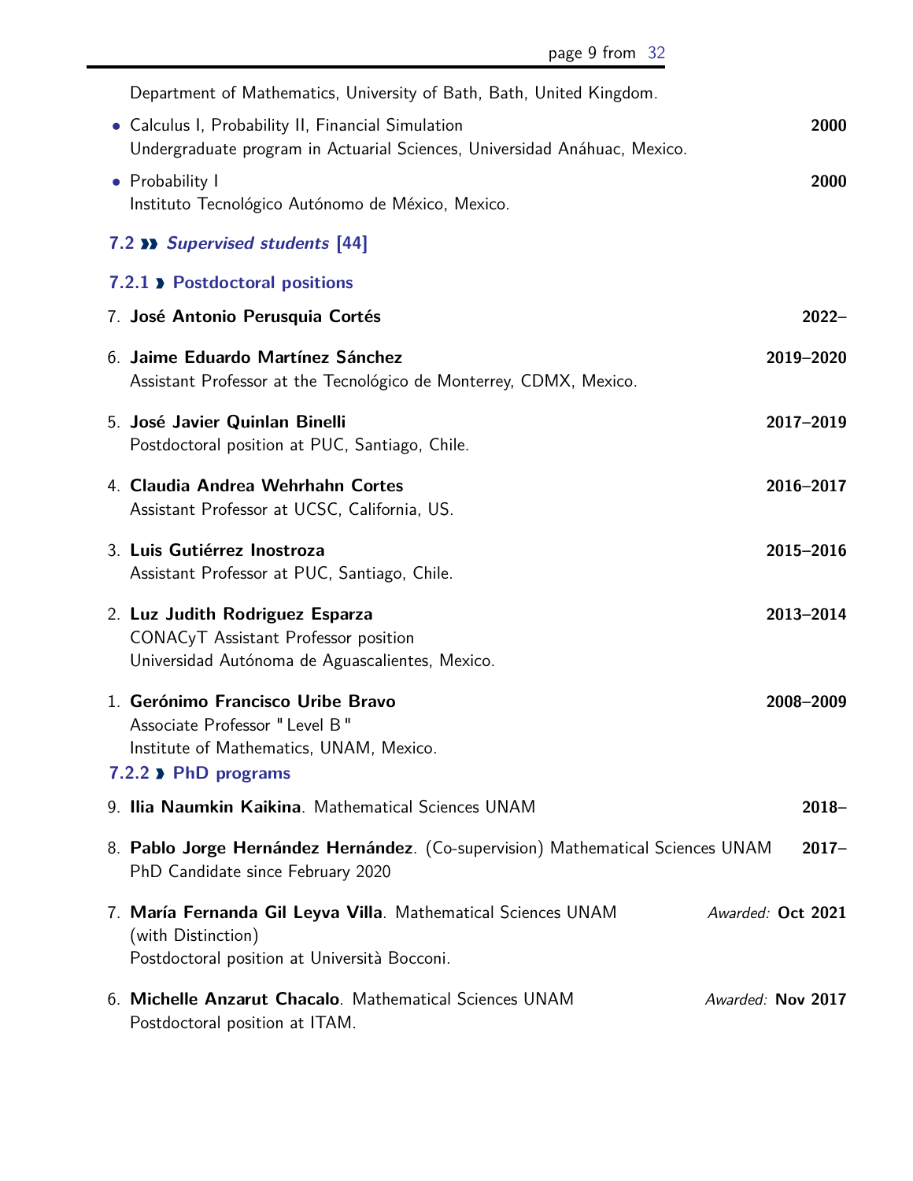Department of Mathematics, University of Bath, Bath, United Kingdom.

- Calculus I, Probability II, Financial Simulation **2000**
  Undergraduate program in Actuarial Sciences, Universidad Anáhuac, Mexico.
- Probability I **2000**
  Instituto Tecnológico Autónomo de México, Mexico.

## 7.2 » *Supervised students* [44]

### 7.2.1 › Postdoctoral positions

7. **José Antonio Perusquia Cortés** **2022–**

6. **Jaime Eduardo Martínez Sánchez** **2019–2020**
   Assistant Professor at the Tecnológico de Monterrey, CDMX, Mexico.

5. **José Javier Quinlan Binelli** **2017–2019**
   Postdoctoral position at PUC, Santiago, Chile.

4. **Claudia Andrea Wehrhahn Cortes** **2016–2017**
   Assistant Professor at UCSC, California, US.

3. **Luis Gutiérrez Inostroza** **2015–2016**
   Assistant Professor at PUC, Santiago, Chile.

2. **Luz Judith Rodriguez Esparza** **2013–2014**
   CONACyT Assistant Professor position
   Universidad Autónoma de Aguascalientes, Mexico.

1. **Gerónimo Francisco Uribe Bravo** **2008–2009**
   Associate Professor "Level B"
   Institute of Mathematics, UNAM, Mexico.

### 7.2.2 › PhD programs

9. **Ilia Naumkin Kaikina**. Mathematical Sciences UNAM **2018–**

8. **Pablo Jorge Hernández Hernández**. (Co-supervision) Mathematical Sciences UNAM **2017–**
   PhD Candidate since February 2020

7. **María Fernanda Gil Leyva Villa**. Mathematical Sciences UNAM *Awarded:* **Oct 2021**
   (with Distinction)
   Postdoctoral position at Università Bocconi.

6. **Michelle Anzarut Chacalo**. Mathematical Sciences UNAM *Awarded:* **Nov 2017**
   Postdoctoral position at ITAM.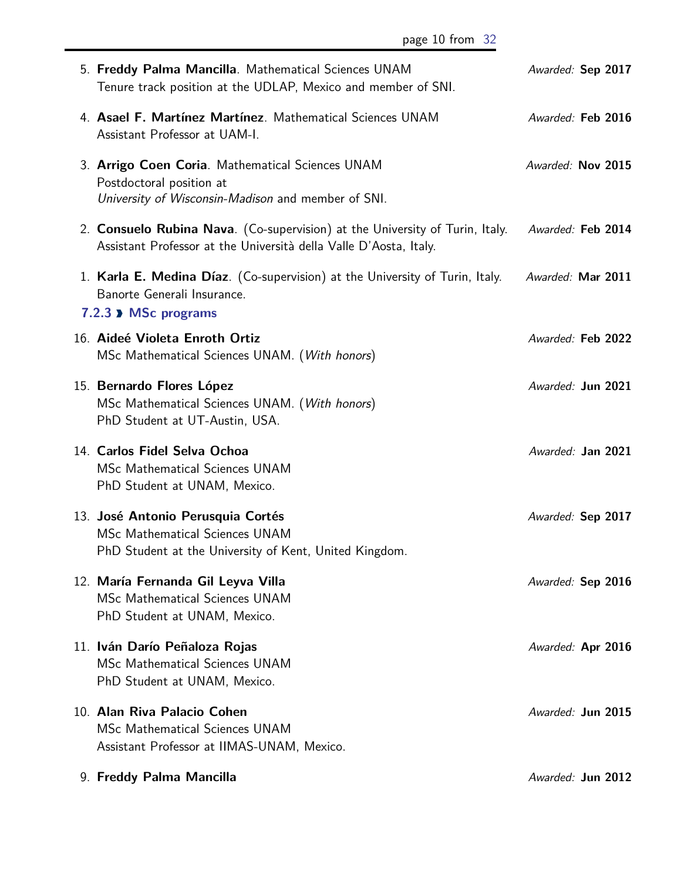5. **Freddy Palma Mancilla**. Mathematical Sciences UNAM — *Awarded:* **Sep 2017**
   Tenure track position at the UDLAP, Mexico and member of SNI.

4. **Asael F. Martínez Martínez**. Mathematical Sciences UNAM — *Awarded:* **Feb 2016**
   Assistant Professor at UAM-I.

3. **Arrigo Coen Coria**. Mathematical Sciences UNAM — *Awarded:* **Nov 2015**
   Postdoctoral position at
   *University of Wisconsin-Madison* and member of SNI.

2. **Consuelo Rubina Nava**. (Co-supervision) at the University of Turin, Italy. — *Awarded:* **Feb 2014**
   Assistant Professor at the Università della Valle D'Aosta, Italy.

1. **Karla E. Medina Díaz**. (Co-supervision) at the University of Turin, Italy. — *Awarded:* **Mar 2011**
   Banorte Generali Insurance.

### 7.2.3 › MSc programs

16. **Aideé Violeta Enroth Ortiz** — *Awarded:* **Feb 2022**
    MSc Mathematical Sciences UNAM. (*With honors*)

15. **Bernardo Flores López** — *Awarded:* **Jun 2021**
    MSc Mathematical Sciences UNAM. (*With honors*)
    PhD Student at UT-Austin, USA.

14. **Carlos Fidel Selva Ochoa** — *Awarded:* **Jan 2021**
    MSc Mathematical Sciences UNAM
    PhD Student at UNAM, Mexico.

13. **José Antonio Perusquia Cortés** — *Awarded:* **Sep 2017**
    MSc Mathematical Sciences UNAM
    PhD Student at the University of Kent, United Kingdom.

12. **María Fernanda Gil Leyva Villa** — *Awarded:* **Sep 2016**
    MSc Mathematical Sciences UNAM
    PhD Student at UNAM, Mexico.

11. **Iván Darío Peñaloza Rojas** — *Awarded:* **Apr 2016**
    MSc Mathematical Sciences UNAM
    PhD Student at UNAM, Mexico.

10. **Alan Riva Palacio Cohen** — *Awarded:* **Jun 2015**
    MSc Mathematical Sciences UNAM
    Assistant Professor at IIMAS-UNAM, Mexico.

9. **Freddy Palma Mancilla** — *Awarded:* **Jun 2012**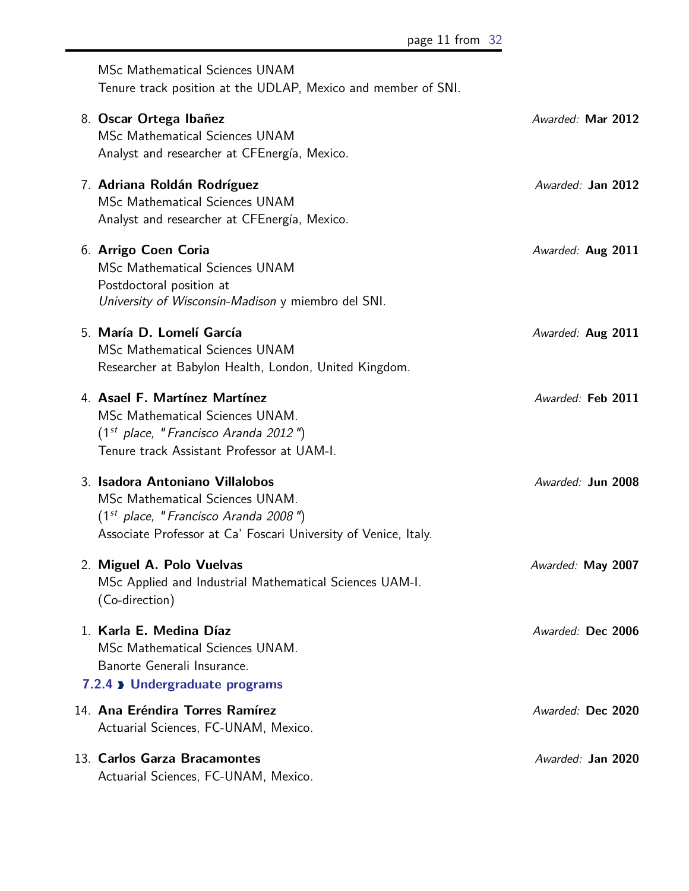MSc Mathematical Sciences UNAM
Tenure track position at the UDLAP, Mexico and member of SNI.

8. **Oscar Ortega Ibañez** *Awarded:* **Mar 2012**
   MSc Mathematical Sciences UNAM
   Analyst and researcher at CFEnergía, Mexico.

7. **Adriana Roldán Rodríguez** *Awarded:* **Jan 2012**
   MSc Mathematical Sciences UNAM
   Analyst and researcher at CFEnergía, Mexico.

6. **Arrigo Coen Coria** *Awarded:* **Aug 2011**
   MSc Mathematical Sciences UNAM
   Postdoctoral position at
   *University of Wisconsin-Madison* y miembro del SNI.

5. **María D. Lomelí García** *Awarded:* **Aug 2011**
   MSc Mathematical Sciences UNAM
   Researcher at Babylon Health, London, United Kingdom.

4. **Asael F. Martínez Martínez** *Awarded:* **Feb 2011**
   MSc Mathematical Sciences UNAM.
   (1st *place, "Francisco Aranda 2012"*)
   Tenure track Assistant Professor at UAM-I.

3. **Isadora Antoniano Villalobos** *Awarded:* **Jun 2008**
   MSc Mathematical Sciences UNAM.
   (1st *place, "Francisco Aranda 2008"*)
   Associate Professor at Ca' Foscari University of Venice, Italy.

2. **Miguel A. Polo Vuelvas** *Awarded:* **May 2007**
   MSc Applied and Industrial Mathematical Sciences UAM-I.
   (Co-direction)

1. **Karla E. Medina Díaz** *Awarded:* **Dec 2006**
   MSc Mathematical Sciences UNAM.
   Banorte Generali Insurance.

### 7.2.4 Undergraduate programs

14. **Ana Eréndira Torres Ramírez** *Awarded:* **Dec 2020**
    Actuarial Sciences, FC-UNAM, Mexico.

13. **Carlos Garza Bracamontes** *Awarded:* **Jan 2020**
    Actuarial Sciences, FC-UNAM, Mexico.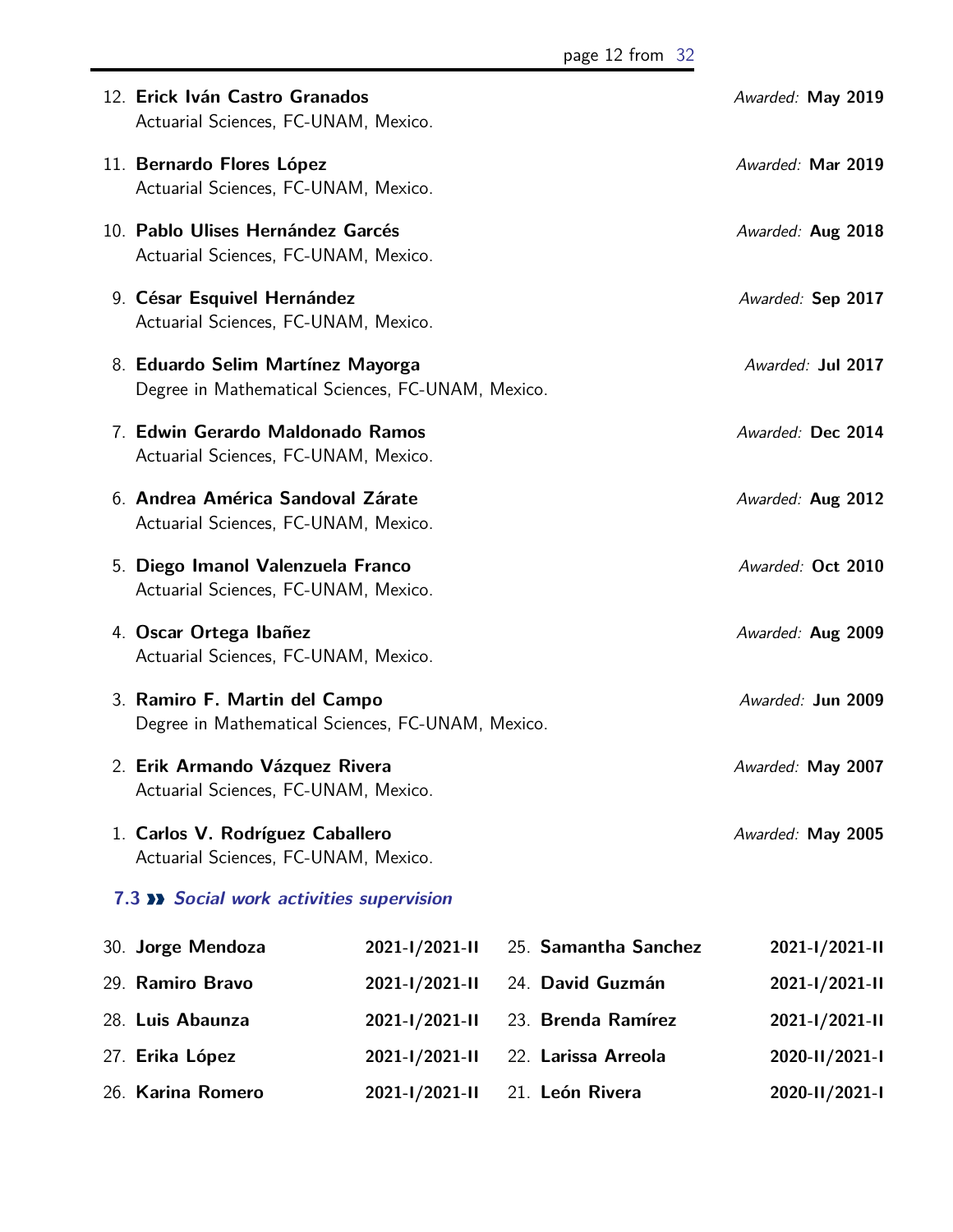12. **Erick Iván Castro Granados** *Awarded:* **May 2019**
    Actuarial Sciences, FC-UNAM, Mexico.

11. **Bernardo Flores López** *Awarded:* **Mar 2019**
    Actuarial Sciences, FC-UNAM, Mexico.

10. **Pablo Ulises Hernández Garcés** *Awarded:* **Aug 2018**
    Actuarial Sciences, FC-UNAM, Mexico.

9. **César Esquivel Hernández** *Awarded:* **Sep 2017**
   Actuarial Sciences, FC-UNAM, Mexico.

8. **Eduardo Selim Martínez Mayorga** *Awarded:* **Jul 2017**
   Degree in Mathematical Sciences, FC-UNAM, Mexico.

7. **Edwin Gerardo Maldonado Ramos** *Awarded:* **Dec 2014**
   Actuarial Sciences, FC-UNAM, Mexico.

6. **Andrea América Sandoval Zárate** *Awarded:* **Aug 2012**
   Actuarial Sciences, FC-UNAM, Mexico.

5. **Diego Imanol Valenzuela Franco** *Awarded:* **Oct 2010**
   Actuarial Sciences, FC-UNAM, Mexico.

4. **Oscar Ortega Ibañez** *Awarded:* **Aug 2009**
   Actuarial Sciences, FC-UNAM, Mexico.

3. **Ramiro F. Martin del Campo** *Awarded:* **Jun 2009**
   Degree in Mathematical Sciences, FC-UNAM, Mexico.

2. **Erik Armando Vázquez Rivera** *Awarded:* **May 2007**
   Actuarial Sciences, FC-UNAM, Mexico.

1. **Carlos V. Rodríguez Caballero** *Awarded:* **May 2005**
   Actuarial Sciences, FC-UNAM, Mexico.

### 7.3 » *Social work activities supervision*

30. **Jorge Mendoza** — **2021-I/2021-II**
29. **Ramiro Bravo** — **2021-I/2021-II**
28. **Luis Abaunza** — **2021-I/2021-II**
27. **Erika López** — **2021-I/2021-II**
26. **Karina Romero** — **2021-I/2021-II**
25. **Samantha Sanchez** — **2021-I/2021-II**
24. **David Guzmán** — **2021-I/2021-II**
23. **Brenda Ramírez** — **2021-I/2021-II**
22. **Larissa Arreola** — **2020-II/2021-I**
21. **León Rivera** — **2020-II/2021-I**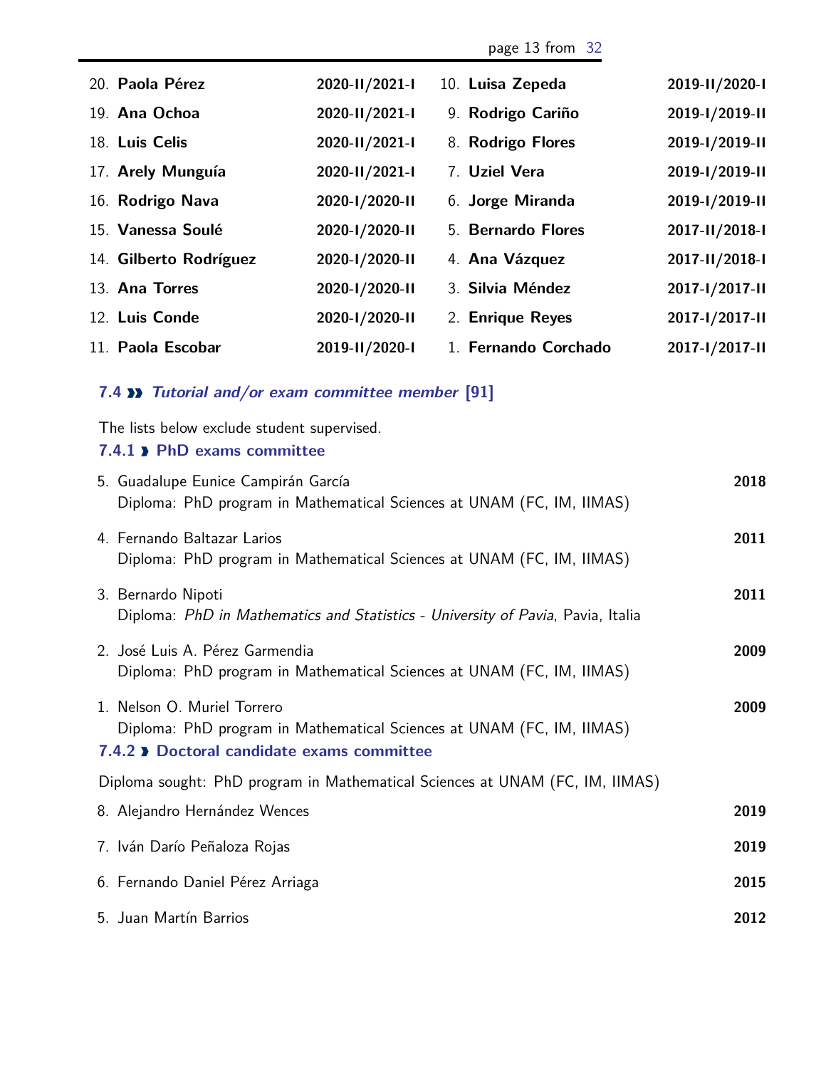20. **Paola Pérez** **2020-II/2021-I**
19. **Ana Ochoa** **2020-II/2021-I**
18. **Luis Celis** **2020-II/2021-I**
17. **Arely Munguía** **2020-II/2021-I**
16. **Rodrigo Nava** **2020-I/2020-II**
15. **Vanessa Soulé** **2020-I/2020-II**
14. **Gilberto Rodríguez** **2020-I/2020-II**
13. **Ana Torres** **2020-I/2020-II**
12. **Luis Conde** **2020-I/2020-II**
11. **Paola Escobar** **2019-II/2020-I**
10. **Luisa Zepeda** **2019-II/2020-I**
9. **Rodrigo Cariño** **2019-I/2019-II**
8. **Rodrigo Flores** **2019-I/2019-II**
7. **Uziel Vera** **2019-I/2019-II**
6. **Jorge Miranda** **2019-I/2019-II**
5. **Bernardo Flores** **2017-II/2018-I**
4. **Ana Vázquez** **2017-II/2018-I**
3. **Silvia Méndez** **2017-I/2017-II**
2. **Enrique Reyes** **2017-I/2017-II**
1. **Fernando Corchado** **2017-I/2017-II**

### 7.4 ›› *Tutorial and/or exam committee member* [91]

The lists below exclude student supervised.

#### 7.4.1 › PhD exams committee

5. Guadalupe Eunice Campirán García **2018**
   Diploma: PhD program in Mathematical Sciences at UNAM (FC, IM, IIMAS)

4. Fernando Baltazar Larios **2011**
   Diploma: PhD program in Mathematical Sciences at UNAM (FC, IM, IIMAS)

3. Bernardo Nipoti **2011**
   Diploma: *PhD in Mathematics and Statistics - University of Pavia*, Pavia, Italia

2. José Luis A. Pérez Garmendia **2009**
   Diploma: PhD program in Mathematical Sciences at UNAM (FC, IM, IIMAS)

1. Nelson O. Muriel Torrero **2009**
   Diploma: PhD program in Mathematical Sciences at UNAM (FC, IM, IIMAS)

#### 7.4.2 › Doctoral candidate exams committee

Diploma sought: PhD program in Mathematical Sciences at UNAM (FC, IM, IIMAS)

8. Alejandro Hernández Wences **2019**
7. Iván Darío Peñaloza Rojas **2019**
6. Fernando Daniel Pérez Arriaga **2015**
5. Juan Martín Barrios **2012**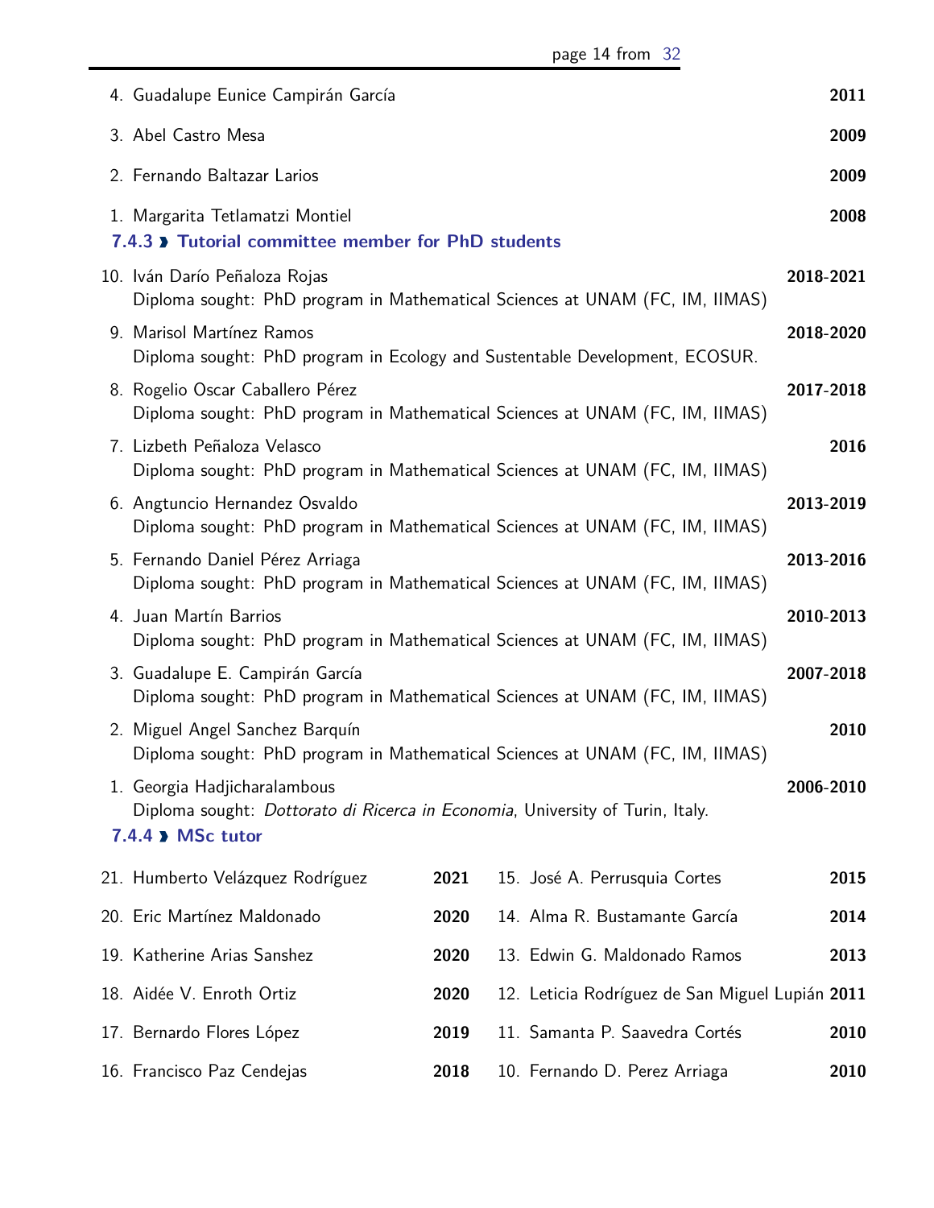4. Guadalupe Eunice Campirán García **2011**

3. Abel Castro Mesa **2009**

2. Fernando Baltazar Larios **2009**

1. Margarita Tetlamatzi Montiel **2008**

#### 7.4.3 ❯ Tutorial committee member for PhD students

10. Iván Darío Peñaloza Rojas **2018-2021**
    Diploma sought: PhD program in Mathematical Sciences at UNAM (FC, IM, IIMAS)

9. Marisol Martínez Ramos **2018-2020**
    Diploma sought: PhD program in Ecology and Sustentable Development, ECOSUR.

8. Rogelio Oscar Caballero Pérez **2017-2018**
    Diploma sought: PhD program in Mathematical Sciences at UNAM (FC, IM, IIMAS)

7. Lizbeth Peñaloza Velasco **2016**
    Diploma sought: PhD program in Mathematical Sciences at UNAM (FC, IM, IIMAS)

6. Angtuncio Hernandez Osvaldo **2013-2019**
    Diploma sought: PhD program in Mathematical Sciences at UNAM (FC, IM, IIMAS)

5. Fernando Daniel Pérez Arriaga **2013-2016**
    Diploma sought: PhD program in Mathematical Sciences at UNAM (FC, IM, IIMAS)

4. Juan Martín Barrios **2010-2013**
    Diploma sought: PhD program in Mathematical Sciences at UNAM (FC, IM, IIMAS)

3. Guadalupe E. Campirán García **2007-2018**
    Diploma sought: PhD program in Mathematical Sciences at UNAM (FC, IM, IIMAS)

2. Miguel Angel Sanchez Barquín **2010**
    Diploma sought: PhD program in Mathematical Sciences at UNAM (FC, IM, IIMAS)

1. Georgia Hadjicharalambous **2006-2010**
    Diploma sought: *Dottorato di Ricerca in Economia*, University of Turin, Italy.

#### 7.4.4 ❯ MSc tutor

21. Humberto Velázquez Rodríguez **2021**
20. Eric Martínez Maldonado **2020**
19. Katherine Arias Sanshez **2020**
18. Aidée V. Enroth Ortiz **2020**
17. Bernardo Flores López **2019**
16. Francisco Paz Cendejas **2018**
15. José A. Perrusquia Cortes **2015**
14. Alma R. Bustamante García **2014**
13. Edwin G. Maldonado Ramos **2013**
12. Leticia Rodríguez de San Miguel Lupián **2011**
11. Samanta P. Saavedra Cortés **2010**
10. Fernando D. Perez Arriaga **2010**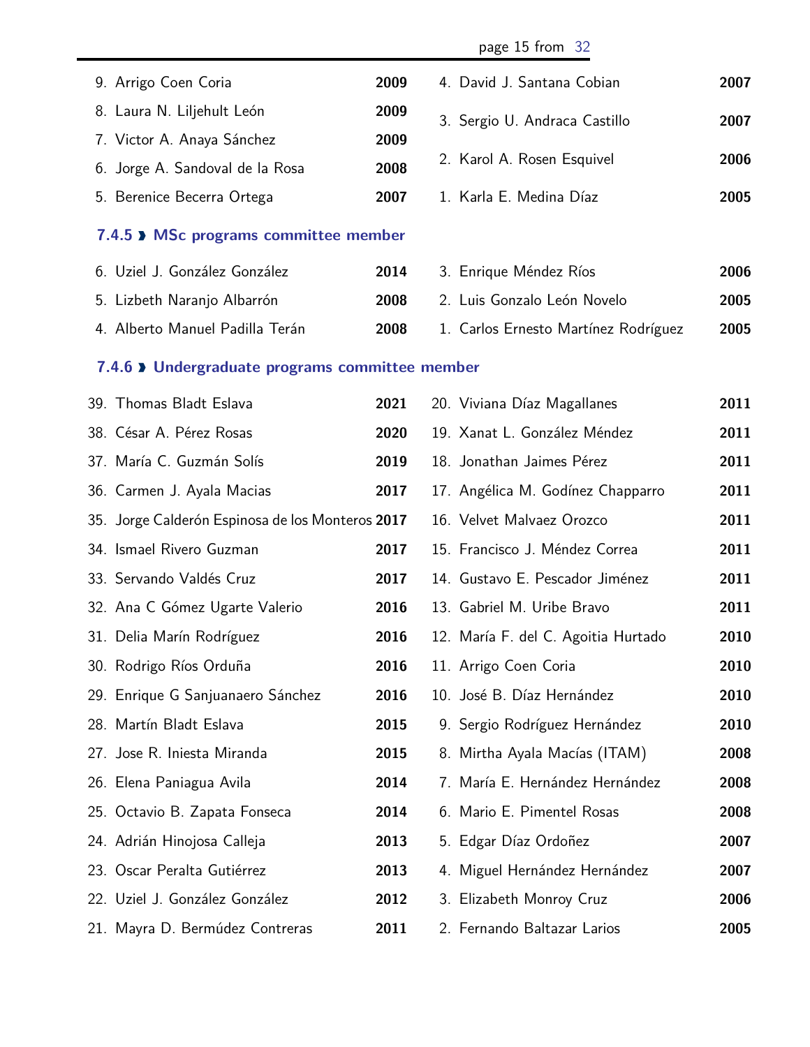9. Arrigo Coen Coria **2009**
8. Laura N. Liljehult León **2009**
7. Victor A. Anaya Sánchez **2009**
6. Jorge A. Sandoval de la Rosa **2008**
5. Berenice Becerra Ortega **2007**
4. David J. Santana Cobian **2007**
3. Sergio U. Andraca Castillo **2007**
2. Karol A. Rosen Esquivel **2006**
1. Karla E. Medina Díaz **2005**

### 7.4.5 › MSc programs committee member

6. Uziel J. González González **2014**
5. Lizbeth Naranjo Albarrón **2008**
4. Alberto Manuel Padilla Terán **2008**
3. Enrique Méndez Ríos **2006**
2. Luis Gonzalo León Novelo **2005**
1. Carlos Ernesto Martínez Rodríguez **2005**

### 7.4.6 › Undergraduate programs committee member

39. Thomas Bladt Eslava **2021**
38. César A. Pérez Rosas **2020**
37. María C. Guzmán Solís **2019**
36. Carmen J. Ayala Macias **2017**
35. Jorge Calderón Espinosa de los Monteros **2017**
34. Ismael Rivero Guzman **2017**
33. Servando Valdés Cruz **2017**
32. Ana C Gómez Ugarte Valerio **2016**
31. Delia Marín Rodríguez **2016**
30. Rodrigo Ríos Orduña **2016**
29. Enrique G Sanjuanaero Sánchez **2016**
28. Martín Bladt Eslava **2015**
27. Jose R. Iniesta Miranda **2015**
26. Elena Paniagua Avila **2014**
25. Octavio B. Zapata Fonseca **2014**
24. Adrián Hinojosa Calleja **2013**
23. Oscar Peralta Gutiérrez **2013**
22. Uziel J. González González **2012**
21. Mayra D. Bermúdez Contreras **2011**
20. Viviana Díaz Magallanes **2011**
19. Xanat L. González Méndez **2011**
18. Jonathan Jaimes Pérez **2011**
17. Angélica M. Godínez Chapparro **2011**
16. Velvet Malvaez Orozco **2011**
15. Francisco J. Méndez Correa **2011**
14. Gustavo E. Pescador Jiménez **2011**
13. Gabriel M. Uribe Bravo **2011**
12. María F. del C. Agoitia Hurtado **2010**
11. Arrigo Coen Coria **2010**
10. José B. Díaz Hernández **2010**
9. Sergio Rodríguez Hernández **2010**
8. Mirtha Ayala Macías (ITAM) **2008**
7. María E. Hernández Hernández **2008**
6. Mario E. Pimentel Rosas **2008**
5. Edgar Díaz Ordoñez **2007**
4. Miguel Hernández Hernández **2007**
3. Elizabeth Monroy Cruz **2006**
2. Fernando Baltazar Larios **2005**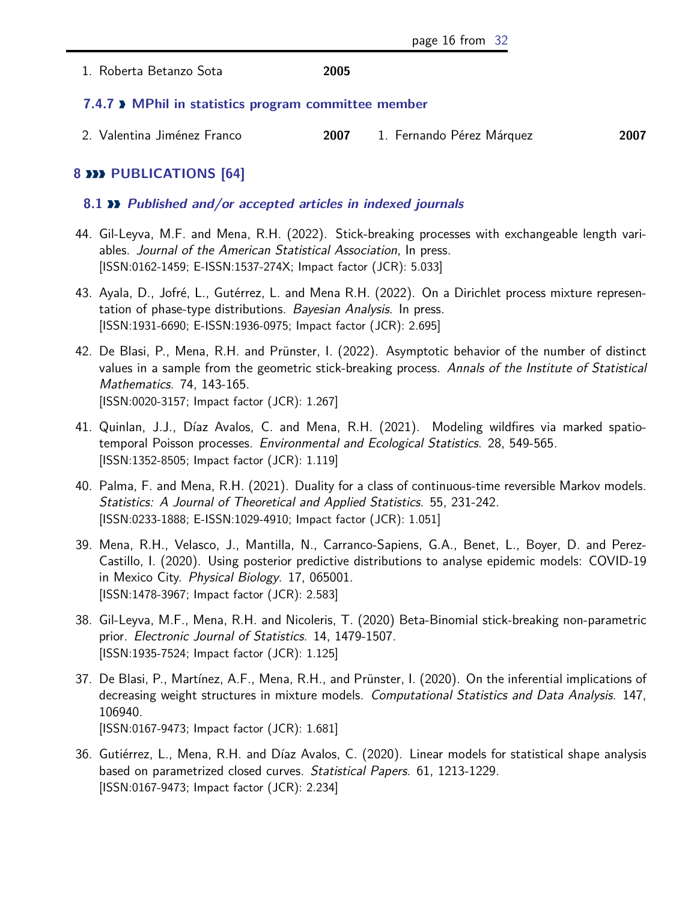1. Roberta Betanzo Sota **2005**

### 7.4.7 MPhil in statistics program committee member

2. Valentina Jiménez Franco **2007**
1. Fernando Pérez Márquez **2007**

## 8 PUBLICATIONS [64]

### 8.1 *Published and/or accepted articles in indexed journals*

44. Gil-Leyva, M.F. and Mena, R.H. (2022). Stick-breaking processes with exchangeable length variables. *Journal of the American Statistical Association*, In press.
[ISSN:0162-1459; E-ISSN:1537-274X; Impact factor (JCR): 5.033]

43. Ayala, D., Jofré, L., Gutérrez, L. and Mena R.H. (2022). On a Dirichlet process mixture representation of phase-type distributions. *Bayesian Analysis*. In press.
[ISSN:1931-6690; E-ISSN:1936-0975; Impact factor (JCR): 2.695]

42. De Blasi, P., Mena, R.H. and Prünster, I. (2022). Asymptotic behavior of the number of distinct values in a sample from the geometric stick-breaking process. *Annals of the Institute of Statistical Mathematics*. 74, 143-165.
[ISSN:0020-3157; Impact factor (JCR): 1.267]

41. Quinlan, J.J., Díaz Avalos, C. and Mena, R.H. (2021). Modeling wildfires via marked spatio-temporal Poisson processes. *Environmental and Ecological Statistics*. 28, 549-565.
[ISSN:1352-8505; Impact factor (JCR): 1.119]

40. Palma, F. and Mena, R.H. (2021). Duality for a class of continuous-time reversible Markov models. *Statistics: A Journal of Theoretical and Applied Statistics*. 55, 231-242.
[ISSN:0233-1888; E-ISSN:1029-4910; Impact factor (JCR): 1.051]

39. Mena, R.H., Velasco, J., Mantilla, N., Carranco-Sapiens, G.A., Benet, L., Boyer, D. and Perez-Castillo, I. (2020). Using posterior predictive distributions to analyse epidemic models: COVID-19 in Mexico City. *Physical Biology*. 17, 065001.
[ISSN:1478-3967; Impact factor (JCR): 2.583]

38. Gil-Leyva, M.F., Mena, R.H. and Nicoleris, T. (2020) Beta-Binomial stick-breaking non-parametric prior. *Electronic Journal of Statistics*. 14, 1479-1507.
[ISSN:1935-7524; Impact factor (JCR): 1.125]

37. De Blasi, P., Martínez, A.F., Mena, R.H., and Prünster, I. (2020). On the inferential implications of decreasing weight structures in mixture models. *Computational Statistics and Data Analysis*. 147, 106940.
[ISSN:0167-9473; Impact factor (JCR): 1.681]

36. Gutiérrez, L., Mena, R.H. and Díaz Avalos, C. (2020). Linear models for statistical shape analysis based on parametrized closed curves. *Statistical Papers*. 61, 1213-1229.
[ISSN:0167-9473; Impact factor (JCR): 2.234]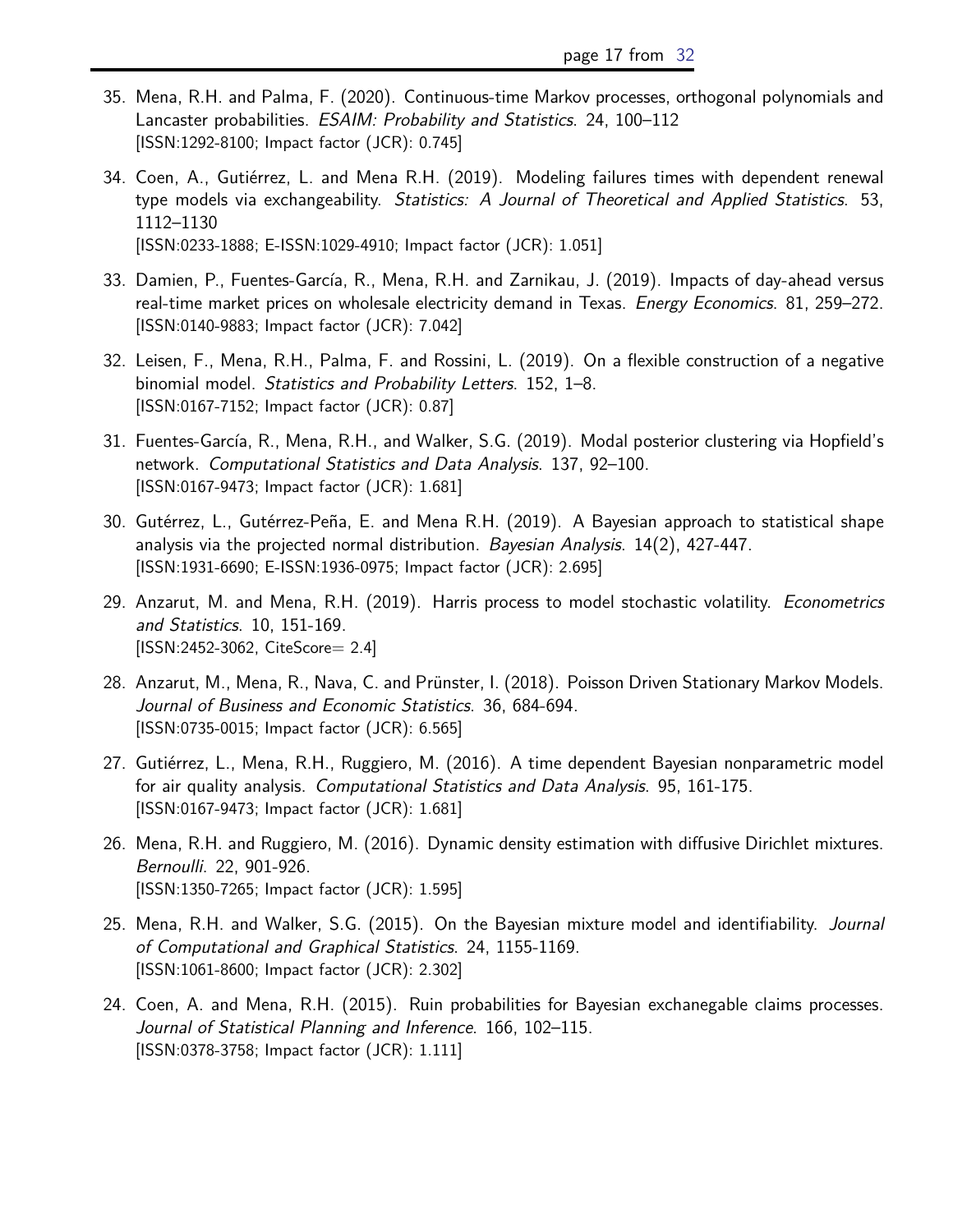35. Mena, R.H. and Palma, F. (2020). Continuous-time Markov processes, orthogonal polynomials and Lancaster probabilities. *ESAIM: Probability and Statistics*. 24, 100–112
[ISSN:1292-8100; Impact factor (JCR): 0.745]

34. Coen, A., Gutiérrez, L. and Mena R.H. (2019). Modeling failures times with dependent renewal type models via exchangeability. *Statistics: A Journal of Theoretical and Applied Statistics*. 53, 1112–1130
[ISSN:0233-1888; E-ISSN:1029-4910; Impact factor (JCR): 1.051]

33. Damien, P., Fuentes-García, R., Mena, R.H. and Zarnikau, J. (2019). Impacts of day-ahead versus real-time market prices on wholesale electricity demand in Texas. *Energy Economics*. 81, 259–272.
[ISSN:0140-9883; Impact factor (JCR): 7.042]

32. Leisen, F., Mena, R.H., Palma, F. and Rossini, L. (2019). On a flexible construction of a negative binomial model. *Statistics and Probability Letters*. 152, 1–8.
[ISSN:0167-7152; Impact factor (JCR): 0.87]

31. Fuentes-García, R., Mena, R.H., and Walker, S.G. (2019). Modal posterior clustering via Hopfield's network. *Computational Statistics and Data Analysis*. 137, 92–100.
[ISSN:0167-9473; Impact factor (JCR): 1.681]

30. Gutérrez, L., Gutérrez-Peña, E. and Mena R.H. (2019). A Bayesian approach to statistical shape analysis via the projected normal distribution. *Bayesian Analysis*. 14(2), 427-447.
[ISSN:1931-6690; E-ISSN:1936-0975; Impact factor (JCR): 2.695]

29. Anzarut, M. and Mena, R.H. (2019). Harris process to model stochastic volatility. *Econometrics and Statistics*. 10, 151-169.
[ISSN:2452-3062, CiteScore= 2.4]

28. Anzarut, M., Mena, R., Nava, C. and Prünster, I. (2018). Poisson Driven Stationary Markov Models. *Journal of Business and Economic Statistics*. 36, 684-694.
[ISSN:0735-0015; Impact factor (JCR): 6.565]

27. Gutiérrez, L., Mena, R.H., Ruggiero, M. (2016). A time dependent Bayesian nonparametric model for air quality analysis. *Computational Statistics and Data Analysis*. 95, 161-175.
[ISSN:0167-9473; Impact factor (JCR): 1.681]

26. Mena, R.H. and Ruggiero, M. (2016). Dynamic density estimation with diffusive Dirichlet mixtures. *Bernoulli*. 22, 901-926.
[ISSN:1350-7265; Impact factor (JCR): 1.595]

25. Mena, R.H. and Walker, S.G. (2015). On the Bayesian mixture model and identifiability. *Journal of Computational and Graphical Statistics*. 24, 1155-1169.
[ISSN:1061-8600; Impact factor (JCR): 2.302]

24. Coen, A. and Mena, R.H. (2015). Ruin probabilities for Bayesian exchanegable claims processes. *Journal of Statistical Planning and Inference*. 166, 102–115.
[ISSN:0378-3758; Impact factor (JCR): 1.111]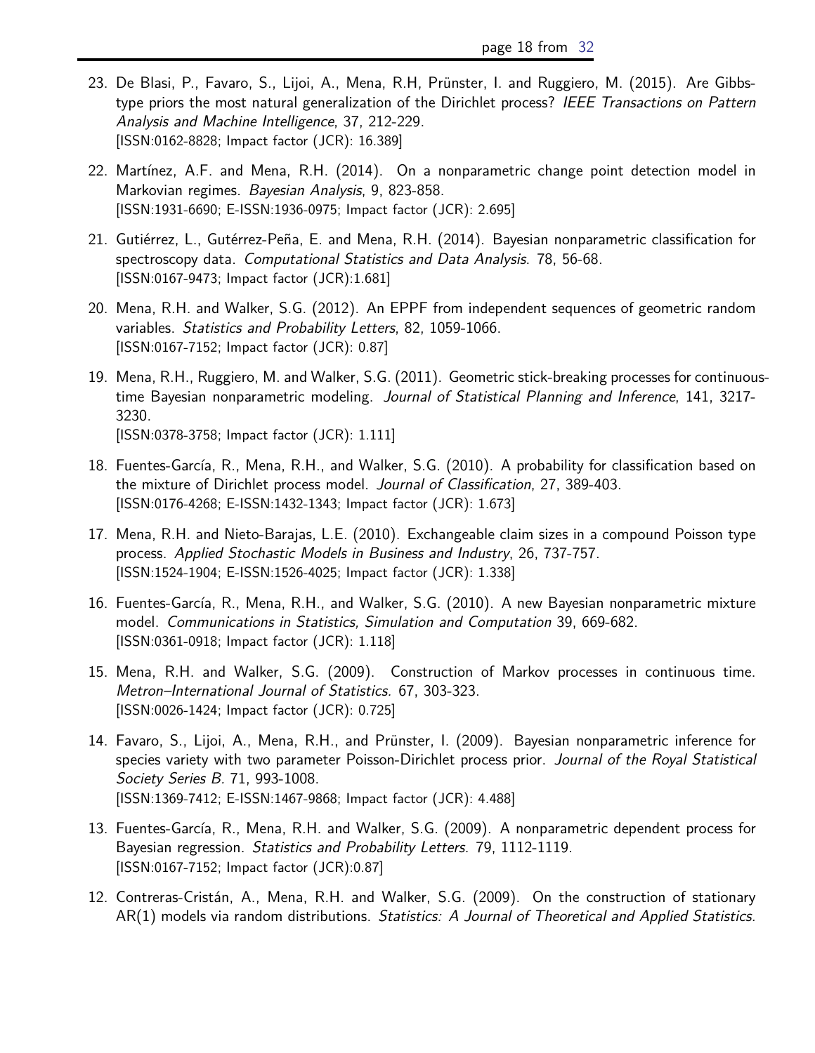23. De Blasi, P., Favaro, S., Lijoi, A., Mena, R.H, Prünster, I. and Ruggiero, M. (2015). Are Gibbs-type priors the most natural generalization of the Dirichlet process? *IEEE Transactions on Pattern Analysis and Machine Intelligence*, 37, 212-229.
    [ISSN:0162-8828; Impact factor (JCR): 16.389]

22. Martínez, A.F. and Mena, R.H. (2014). On a nonparametric change point detection model in Markovian regimes. *Bayesian Analysis*, 9, 823-858.
    [ISSN:1931-6690; E-ISSN:1936-0975; Impact factor (JCR): 2.695]

21. Gutiérrez, L., Gutérrez-Peña, E. and Mena, R.H. (2014). Bayesian nonparametric classification for spectroscopy data. *Computational Statistics and Data Analysis*. 78, 56-68.
    [ISSN:0167-9473; Impact factor (JCR):1.681]

20. Mena, R.H. and Walker, S.G. (2012). An EPPF from independent sequences of geometric random variables. *Statistics and Probability Letters*, 82, 1059-1066.
    [ISSN:0167-7152; Impact factor (JCR): 0.87]

19. Mena, R.H., Ruggiero, M. and Walker, S.G. (2011). Geometric stick-breaking processes for continuous-time Bayesian nonparametric modeling. *Journal of Statistical Planning and Inference*, 141, 3217-3230.
    [ISSN:0378-3758; Impact factor (JCR): 1.111]

18. Fuentes-García, R., Mena, R.H., and Walker, S.G. (2010). A probability for classification based on the mixture of Dirichlet process model. *Journal of Classification*, 27, 389-403.
    [ISSN:0176-4268; E-ISSN:1432-1343; Impact factor (JCR): 1.673]

17. Mena, R.H. and Nieto-Barajas, L.E. (2010). Exchangeable claim sizes in a compound Poisson type process. *Applied Stochastic Models in Business and Industry*, 26, 737-757.
    [ISSN:1524-1904; E-ISSN:1526-4025; Impact factor (JCR): 1.338]

16. Fuentes-García, R., Mena, R.H., and Walker, S.G. (2010). A new Bayesian nonparametric mixture model. *Communications in Statistics, Simulation and Computation* 39, 669-682.
    [ISSN:0361-0918; Impact factor (JCR): 1.118]

15. Mena, R.H. and Walker, S.G. (2009). Construction of Markov processes in continuous time. *Metron–International Journal of Statistics*. 67, 303-323.
    [ISSN:0026-1424; Impact factor (JCR): 0.725]

14. Favaro, S., Lijoi, A., Mena, R.H., and Prünster, I. (2009). Bayesian nonparametric inference for species variety with two parameter Poisson-Dirichlet process prior. *Journal of the Royal Statistical Society Series B*. 71, 993-1008.
    [ISSN:1369-7412; E-ISSN:1467-9868; Impact factor (JCR): 4.488]

13. Fuentes-García, R., Mena, R.H. and Walker, S.G. (2009). A nonparametric dependent process for Bayesian regression. *Statistics and Probability Letters*. 79, 1112-1119.
    [ISSN:0167-7152; Impact factor (JCR):0.87]

12. Contreras-Cristán, A., Mena, R.H. and Walker, S.G. (2009). On the construction of stationary AR(1) models via random distributions. *Statistics: A Journal of Theoretical and Applied Statistics*.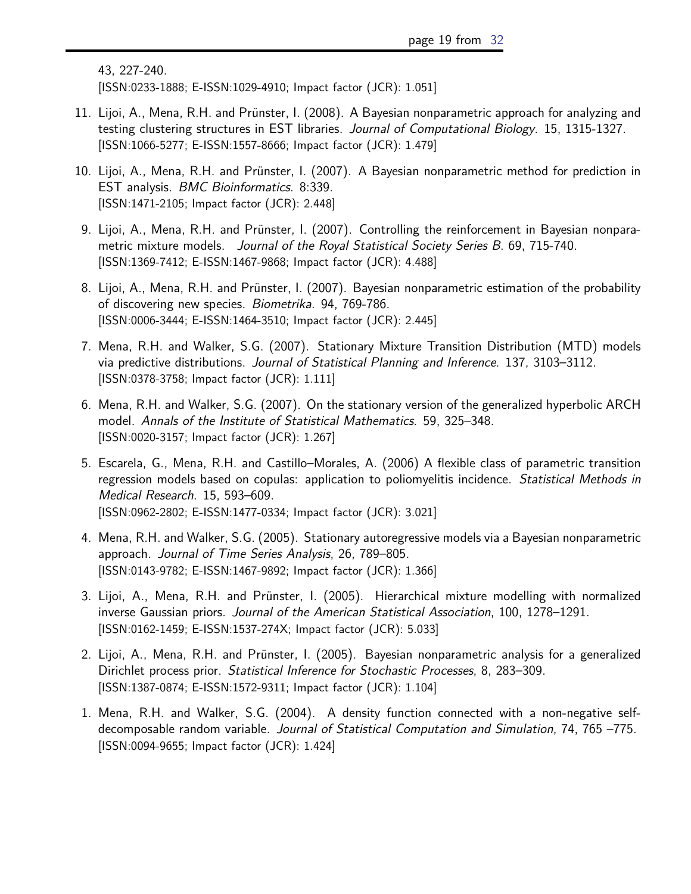43, 227-240.
[ISSN:0233-1888; E-ISSN:1029-4910; Impact factor (JCR): 1.051]

11. Lijoi, A., Mena, R.H. and Prünster, I. (2008). A Bayesian nonparametric approach for analyzing and testing clustering structures in EST libraries. *Journal of Computational Biology*. 15, 1315-1327.
[ISSN:1066-5277; E-ISSN:1557-8666; Impact factor (JCR): 1.479]

10. Lijoi, A., Mena, R.H. and Prünster, I. (2007). A Bayesian nonparametric method for prediction in EST analysis. *BMC Bioinformatics*. 8:339.
[ISSN:1471-2105; Impact factor (JCR): 2.448]

9. Lijoi, A., Mena, R.H. and Prünster, I. (2007). Controlling the reinforcement in Bayesian nonparametric mixture models. *Journal of the Royal Statistical Society Series B*. 69, 715-740.
[ISSN:1369-7412; E-ISSN:1467-9868; Impact factor (JCR): 4.488]

8. Lijoi, A., Mena, R.H. and Prünster, I. (2007). Bayesian nonparametric estimation of the probability of discovering new species. *Biometrika*. 94, 769-786.
[ISSN:0006-3444; E-ISSN:1464-3510; Impact factor (JCR): 2.445]

7. Mena, R.H. and Walker, S.G. (2007). Stationary Mixture Transition Distribution (MTD) models via predictive distributions. *Journal of Statistical Planning and Inference*. 137, 3103–3112.
[ISSN:0378-3758; Impact factor (JCR): 1.111]

6. Mena, R.H. and Walker, S.G. (2007). On the stationary version of the generalized hyperbolic ARCH model. *Annals of the Institute of Statistical Mathematics*. 59, 325–348.
[ISSN:0020-3157; Impact factor (JCR): 1.267]

5. Escarela, G., Mena, R.H. and Castillo–Morales, A. (2006) A flexible class of parametric transition regression models based on copulas: application to poliomyelitis incidence. *Statistical Methods in Medical Research*. 15, 593–609.
[ISSN:0962-2802; E-ISSN:1477-0334; Impact factor (JCR): 3.021]

4. Mena, R.H. and Walker, S.G. (2005). Stationary autoregressive models via a Bayesian nonparametric approach. *Journal of Time Series Analysis*, 26, 789–805.
[ISSN:0143-9782; E-ISSN:1467-9892; Impact factor (JCR): 1.366]

3. Lijoi, A., Mena, R.H. and Prünster, I. (2005). Hierarchical mixture modelling with normalized inverse Gaussian priors. *Journal of the American Statistical Association*, 100, 1278–1291.
[ISSN:0162-1459; E-ISSN:1537-274X; Impact factor (JCR): 5.033]

2. Lijoi, A., Mena, R.H. and Prünster, I. (2005). Bayesian nonparametric analysis for a generalized Dirichlet process prior. *Statistical Inference for Stochastic Processes*, 8, 283–309.
[ISSN:1387-0874; E-ISSN:1572-9311; Impact factor (JCR): 1.104]

1. Mena, R.H. and Walker, S.G. (2004). A density function connected with a non-negative self-decomposable random variable. *Journal of Statistical Computation and Simulation*, 74, 765 –775.
[ISSN:0094-9655; Impact factor (JCR): 1.424]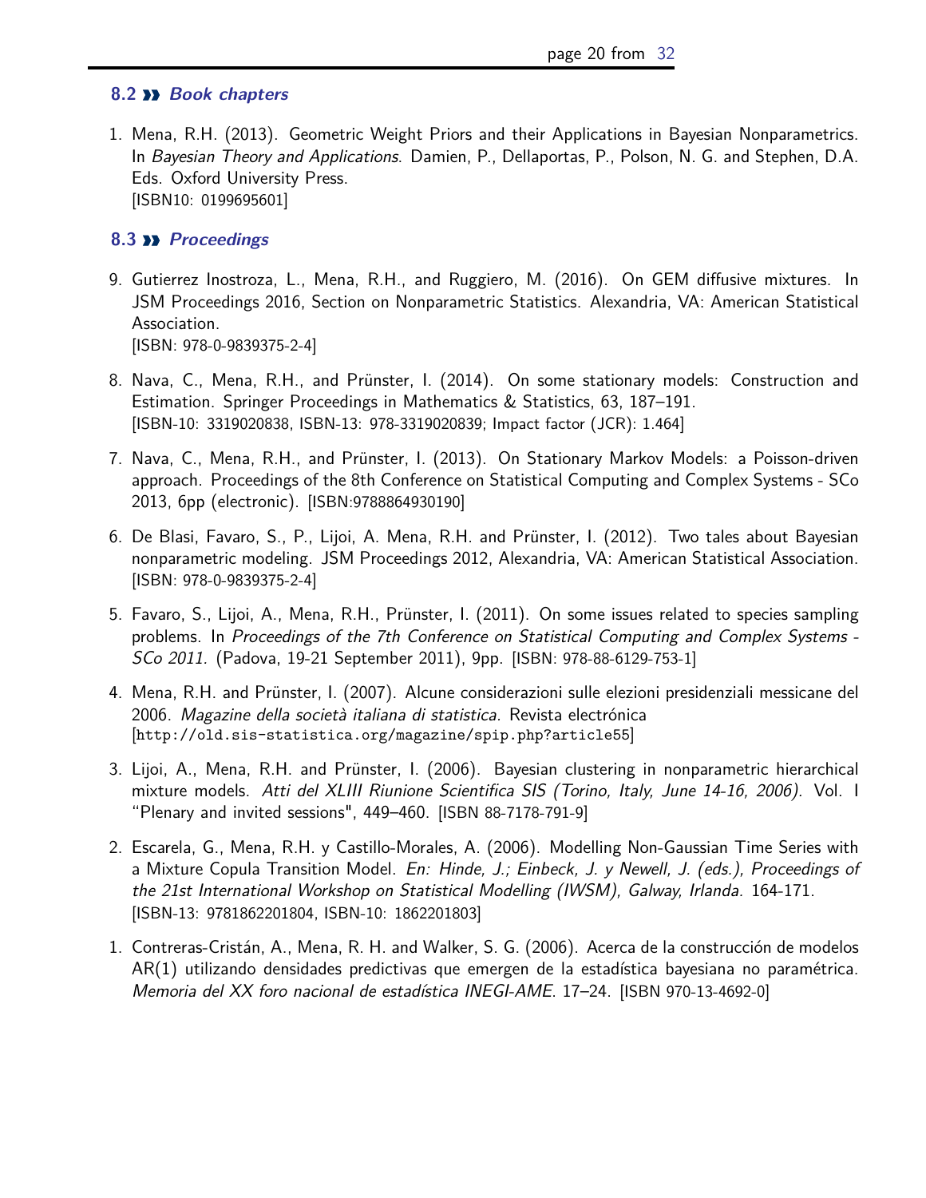### 8.2 ›› *Book chapters*

1. Mena, R.H. (2013). Geometric Weight Priors and their Applications in Bayesian Nonparametrics. In *Bayesian Theory and Applications*. Damien, P., Dellaportas, P., Polson, N. G. and Stephen, D.A. Eds. Oxford University Press.
   [ISBN10: 0199695601]

### 8.3 ›› *Proceedings*

9. Gutierrez Inostroza, L., Mena, R.H., and Ruggiero, M. (2016). On GEM diffusive mixtures. In JSM Proceedings 2016, Section on Nonparametric Statistics. Alexandria, VA: American Statistical Association.
   [ISBN: 978-0-9839375-2-4]

8. Nava, C., Mena, R.H., and Prünster, I. (2014). On some stationary models: Construction and Estimation. Springer Proceedings in Mathematics & Statistics, 63, 187–191.
   [ISBN-10: 3319020838, ISBN-13: 978-3319020839; Impact factor (JCR): 1.464]

7. Nava, C., Mena, R.H., and Prünster, I. (2013). On Stationary Markov Models: a Poisson-driven approach. Proceedings of the 8th Conference on Statistical Computing and Complex Systems - SCo 2013, 6pp (electronic). [ISBN:9788864930190]

6. De Blasi, Favaro, S., P., Lijoi, A. Mena, R.H. and Prünster, I. (2012). Two tales about Bayesian nonparametric modeling. JSM Proceedings 2012, Alexandria, VA: American Statistical Association.
   [ISBN: 978-0-9839375-2-4]

5. Favaro, S., Lijoi, A., Mena, R.H., Prünster, I. (2011). On some issues related to species sampling problems. In *Proceedings of the 7th Conference on Statistical Computing and Complex Systems - SCo 2011.* (Padova, 19-21 September 2011), 9pp. [ISBN: 978-88-6129-753-1]

4. Mena, R.H. and Prünster, I. (2007). Alcune considerazioni sulle elezioni presidenziali messicane del 2006. *Magazine della società italiana di statistica.* Revista electrónica
   [http://old.sis-statistica.org/magazine/spip.php?article55]

3. Lijoi, A., Mena, R.H. and Prünster, I. (2006). Bayesian clustering in nonparametric hierarchical mixture models. *Atti del XLIII Riunione Scientifica SIS (Torino, Italy, June 14-16, 2006).* Vol. I "Plenary and invited sessions", 449–460. [ISBN 88-7178-791-9]

2. Escarela, G., Mena, R.H. y Castillo-Morales, A. (2006). Modelling Non-Gaussian Time Series with a Mixture Copula Transition Model. *En: Hinde, J.; Einbeck, J. y Newell, J. (eds.), Proceedings of the 21st International Workshop on Statistical Modelling (IWSM), Galway, Irlanda.* 164-171.
   [ISBN-13: 9781862201804, ISBN-10: 1862201803]

1. Contreras-Cristán, A., Mena, R. H. and Walker, S. G. (2006). Acerca de la construcción de modelos AR(1) utilizando densidades predictivas que emergen de la estadística bayesiana no paramétrica. *Memoria del XX foro nacional de estadística INEGI-AME*. 17–24. [ISBN 970-13-4692-0]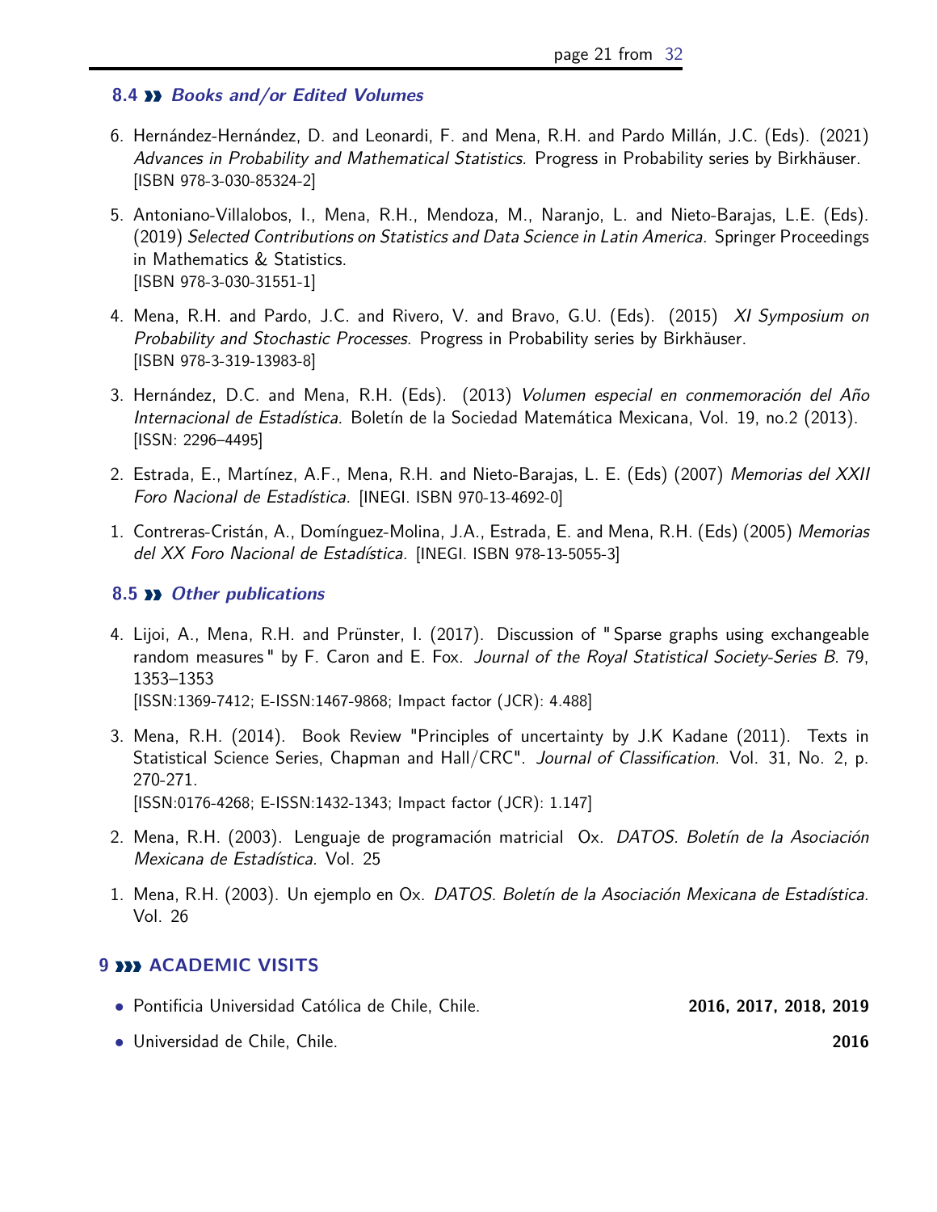### 8.4 Books and/or Edited Volumes

6. Hernández-Hernández, D. and Leonardi, F. and Mena, R.H. and Pardo Millán, J.C. (Eds). (2021) *Advances in Probability and Mathematical Statistics.* Progress in Probability series by Birkhäuser. [ISBN 978-3-030-85324-2]

5. Antoniano-Villalobos, I., Mena, R.H., Mendoza, M., Naranjo, L. and Nieto-Barajas, L.E. (Eds). (2019) *Selected Contributions on Statistics and Data Science in Latin America.* Springer Proceedings in Mathematics & Statistics. [ISBN 978-3-030-31551-1]

4. Mena, R.H. and Pardo, J.C. and Rivero, V. and Bravo, G.U. (Eds). (2015) *XI Symposium on Probability and Stochastic Processes.* Progress in Probability series by Birkhäuser. [ISBN 978-3-319-13983-8]

3. Hernández, D.C. and Mena, R.H. (Eds). (2013) *Volumen especial en conmemoración del Año Internacional de Estadística.* Boletín de la Sociedad Matemática Mexicana, Vol. 19, no.2 (2013). [ISSN: 2296–4495]

2. Estrada, E., Martínez, A.F., Mena, R.H. and Nieto-Barajas, L. E. (Eds) (2007) *Memorias del XXII Foro Nacional de Estadística.* [INEGI. ISBN 970-13-4692-0]

1. Contreras-Cristán, A., Domínguez-Molina, J.A., Estrada, E. and Mena, R.H. (Eds) (2005) *Memorias del XX Foro Nacional de Estadística.* [INEGI. ISBN 978-13-5055-3]

### 8.5 Other publications

4. Lijoi, A., Mena, R.H. and Prünster, I. (2017). Discussion of "Sparse graphs using exchangeable random measures" by F. Caron and E. Fox. *Journal of the Royal Statistical Society-Series B.* 79, 1353–1353 [ISSN:1369-7412; E-ISSN:1467-9868; Impact factor (JCR): 4.488]

3. Mena, R.H. (2014). Book Review "Principles of uncertainty by J.K Kadane (2011). Texts in Statistical Science Series, Chapman and Hall/CRC". *Journal of Classification.* Vol. 31, No. 2, p. 270-271. [ISSN:0176-4268; E-ISSN:1432-1343; Impact factor (JCR): 1.147]

2. Mena, R.H. (2003). Lenguaje de programación matricial Ox. *DATOS. Boletín de la Asociación Mexicana de Estadística.* Vol. 25

1. Mena, R.H. (2003). Un ejemplo en Ox. *DATOS. Boletín de la Asociación Mexicana de Estadística.* Vol. 26

## 9 ACADEMIC VISITS

- Pontificia Universidad Católica de Chile, Chile. **2016, 2017, 2018, 2019**
- Universidad de Chile, Chile. **2016**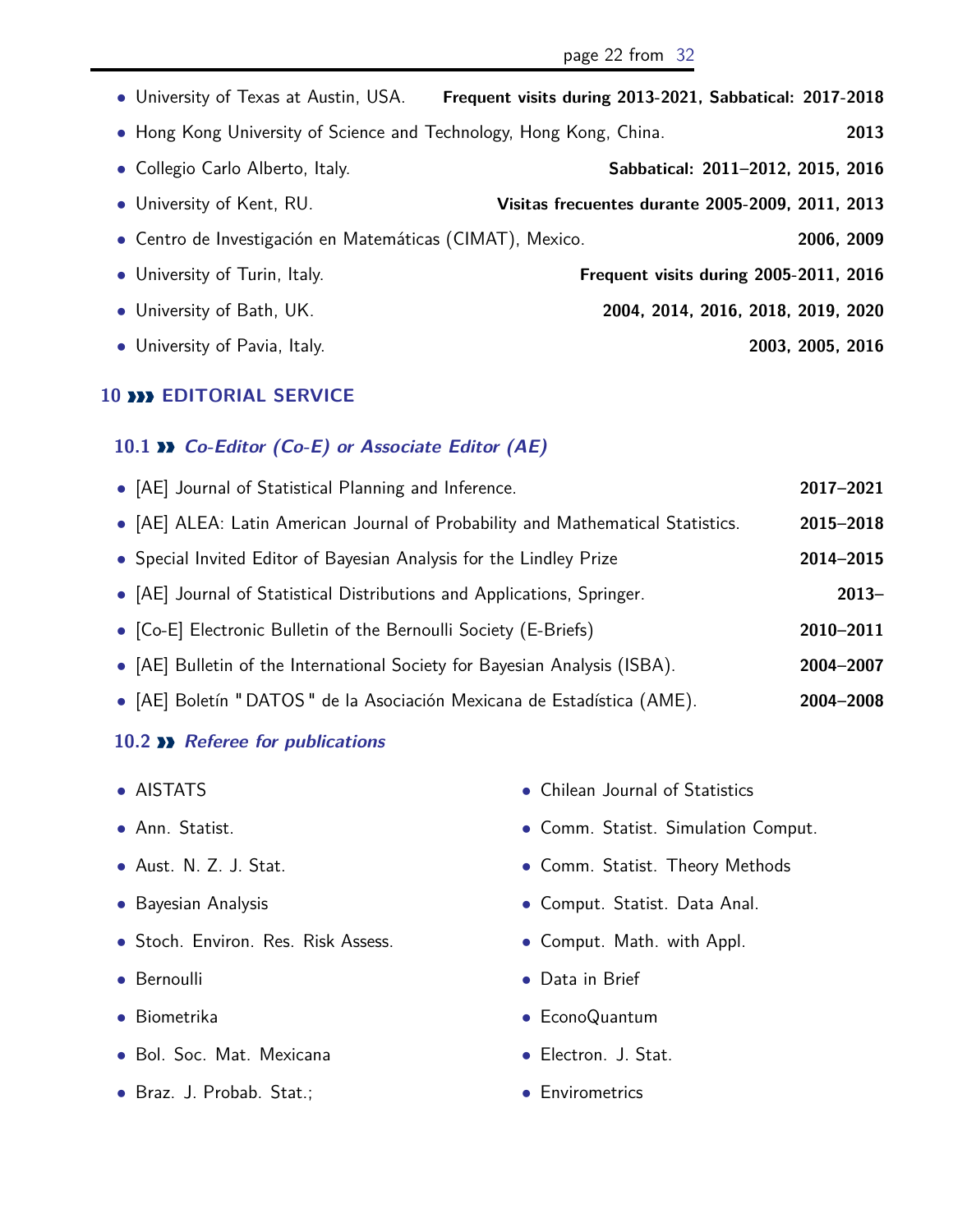- University of Texas at Austin, USA. **Frequent visits during 2013-2021, Sabbatical: 2017-2018**
- Hong Kong University of Science and Technology, Hong Kong, China. **2013**
- Collegio Carlo Alberto, Italy. **Sabbatical: 2011–2012, 2015, 2016**
- University of Kent, RU. **Visitas frecuentes durante 2005-2009, 2011, 2013**
- Centro de Investigación en Matemáticas (CIMAT), Mexico. **2006, 2009**
- University of Turin, Italy. **Frequent visits during 2005-2011, 2016**
- University of Bath, UK. **2004, 2014, 2016, 2018, 2019, 2020**
- University of Pavia, Italy. **2003, 2005, 2016**

## 10 ››› EDITORIAL SERVICE

### 10.1 ›› *Co-Editor (Co-E) or Associate Editor (AE)*

- [AE] Journal of Statistical Planning and Inference. **2017–2021**
- [AE] ALEA: Latin American Journal of Probability and Mathematical Statistics. **2015–2018**
- Special Invited Editor of Bayesian Analysis for the Lindley Prize **2014–2015**
- [AE] Journal of Statistical Distributions and Applications, Springer. **2013–**
- [Co-E] Electronic Bulletin of the Bernoulli Society (E-Briefs) **2010–2011**
- [AE] Bulletin of the International Society for Bayesian Analysis (ISBA). **2004–2007**
- [AE] Boletín "DATOS" de la Asociación Mexicana de Estadística (AME). **2004–2008**

### 10.2 ›› *Referee for publications*

- AISTATS
- Ann. Statist.
- Aust. N. Z. J. Stat.
- Bayesian Analysis
- Stoch. Environ. Res. Risk Assess.
- Bernoulli
- Biometrika
- Bol. Soc. Mat. Mexicana
- Braz. J. Probab. Stat.;
- Chilean Journal of Statistics
- Comm. Statist. Simulation Comput.
- Comm. Statist. Theory Methods
- Comput. Statist. Data Anal.
- Comput. Math. with Appl.
- Data in Brief
- EconoQuantum
- Electron. J. Stat.
- Envirometrics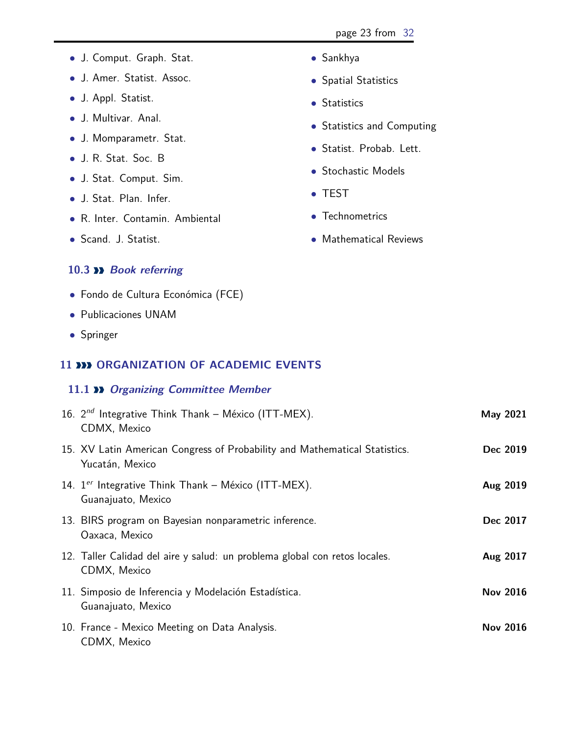- J. Comput. Graph. Stat.
- J. Amer. Statist. Assoc.
- J. Appl. Statist.
- J. Multivar. Anal.
- J. Momparametr. Stat.
- J. R. Stat. Soc. B
- J. Stat. Comput. Sim.
- J. Stat. Plan. Infer.
- R. Inter. Contamin. Ambiental
- Scand. J. Statist.
- Sankhya
- Spatial Statistics
- Statistics
- Statistics and Computing
- Statist. Probab. Lett.
- Stochastic Models
- TEST
- Technometrics
- Mathematical Reviews

### 10.3 ›› *Book referring*

- Fondo de Cultura Económica (FCE)
- Publicaciones UNAM
- Springer

## 11 ››› ORGANIZATION OF ACADEMIC EVENTS

### 11.1 ›› *Organizing Committee Member*

16. $2^{nd}$ Integrative Think Thank – México (ITT-MEX). **May 2021**
    CDMX, Mexico
15. XV Latin American Congress of Probability and Mathematical Statistics. **Dec 2019**
    Yucatán, Mexico
14. $1^{er}$ Integrative Think Thank – México (ITT-MEX). **Aug 2019**
    Guanajuato, Mexico
13. BIRS program on Bayesian nonparametric inference. **Dec 2017**
    Oaxaca, Mexico
12. Taller Calidad del aire y salud: un problema global con retos locales. **Aug 2017**
    CDMX, Mexico
11. Simposio de Inferencia y Modelación Estadística. **Nov 2016**
    Guanajuato, Mexico
10. France - Mexico Meeting on Data Analysis. **Nov 2016**
    CDMX, Mexico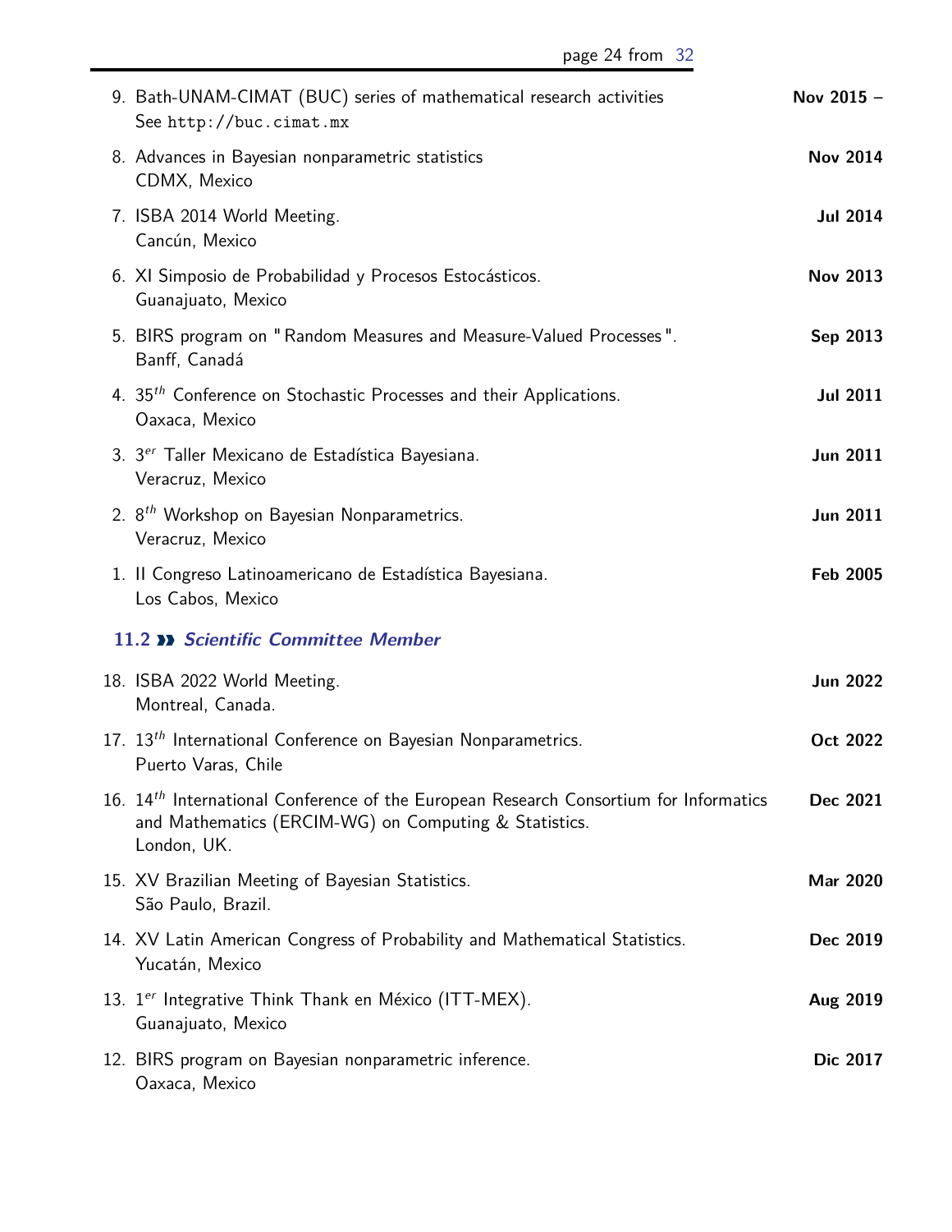9. Bath-UNAM-CIMAT (BUC) series of mathematical research activities **Nov 2015 –**
   See `http://buc.cimat.mx`

8. Advances in Bayesian nonparametric statistics **Nov 2014**
   CDMX, Mexico

7. ISBA 2014 World Meeting. **Jul 2014**
   Cancún, Mexico

6. XI Simposio de Probabilidad y Procesos Estocásticos. **Nov 2013**
   Guanajuato, Mexico

5. BIRS program on "Random Measures and Measure-Valued Processes". **Sep 2013**
   Banff, Canadá

4. $35^{th}$ Conference on Stochastic Processes and their Applications. **Jul 2011**
   Oaxaca, Mexico

3. $3^{er}$ Taller Mexicano de Estadística Bayesiana. **Jun 2011**
   Veracruz, Mexico

2. $8^{th}$ Workshop on Bayesian Nonparametrics. **Jun 2011**
   Veracruz, Mexico

1. II Congreso Latinoamericano de Estadística Bayesiana. **Feb 2005**
   Los Cabos, Mexico

### 11.2 ›› *Scientific Committee Member*

18. ISBA 2022 World Meeting. **Jun 2022**
    Montreal, Canada.

17. $13^{th}$ International Conference on Bayesian Nonparametrics. **Oct 2022**
    Puerto Varas, Chile

16. $14^{th}$ International Conference of the European Research Consortium for Informatics and Mathematics (ERCIM-WG) on Computing & Statistics. **Dec 2021**
    London, UK.

15. XV Brazilian Meeting of Bayesian Statistics. **Mar 2020**
    São Paulo, Brazil.

14. XV Latin American Congress of Probability and Mathematical Statistics. **Dec 2019**
    Yucatán, Mexico

13. $1^{er}$ Integrative Think Thank en México (ITT-MEX). **Aug 2019**
    Guanajuato, Mexico

12. BIRS program on Bayesian nonparametric inference. **Dic 2017**
    Oaxaca, Mexico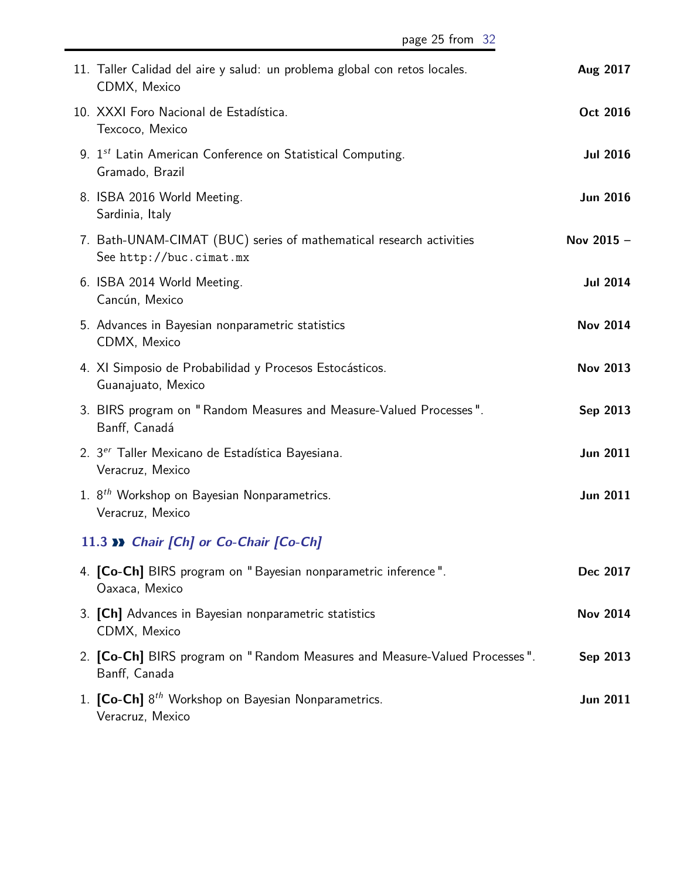11. Taller Calidad del aire y salud: un problema global con retos locales. **Aug 2017**
    CDMX, Mexico
10. XXXI Foro Nacional de Estadística. **Oct 2016**
    Texcoco, Mexico
9. 1$^{st}$ Latin American Conference on Statistical Computing. **Jul 2016**
   Gramado, Brazil
8. ISBA 2016 World Meeting. **Jun 2016**
   Sardinia, Italy
7. Bath-UNAM-CIMAT (BUC) series of mathematical research activities **Nov 2015 –**
   See `http://buc.cimat.mx`
6. ISBA 2014 World Meeting. **Jul 2014**
   Cancún, Mexico
5. Advances in Bayesian nonparametric statistics **Nov 2014**
   CDMX, Mexico
4. XI Simposio de Probabilidad y Procesos Estocásticos. **Nov 2013**
   Guanajuato, Mexico
3. BIRS program on "Random Measures and Measure-Valued Processes". **Sep 2013**
   Banff, Canadá
2. 3$^{er}$ Taller Mexicano de Estadística Bayesiana. **Jun 2011**
   Veracruz, Mexico
1. 8$^{th}$ Workshop on Bayesian Nonparametrics. **Jun 2011**
   Veracruz, Mexico

### 11.3 » *Chair [Ch] or Co-Chair [Co-Ch]*

4. **[Co-Ch]** BIRS program on "Bayesian nonparametric inference". **Dec 2017**
   Oaxaca, Mexico
3. **[Ch]** Advances in Bayesian nonparametric statistics **Nov 2014**
   CDMX, Mexico
2. **[Co-Ch]** BIRS program on "Random Measures and Measure-Valued Processes". **Sep 2013**
   Banff, Canada
1. **[Co-Ch]** 8$^{th}$ Workshop on Bayesian Nonparametrics. **Jun 2011**
   Veracruz, Mexico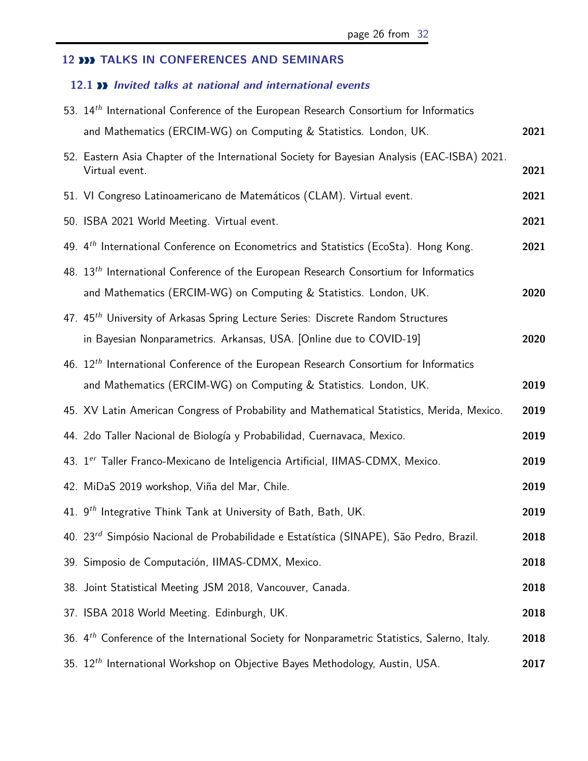## 12 ››› TALKS IN CONFERENCES AND SEMINARS

### 12.1 ›› *Invited talks at national and international events*

53. 14$^{th}$ International Conference of the European Research Consortium for Informatics and Mathematics (ERCIM-WG) on Computing & Statistics. London, UK. **2021**
52. Eastern Asia Chapter of the International Society for Bayesian Analysis (EAC-ISBA) 2021. Virtual event. **2021**
51. VI Congreso Latinoamericano de Matemáticos (CLAM). Virtual event. **2021**
50. ISBA 2021 World Meeting. Virtual event. **2021**
49. 4$^{th}$ International Conference on Econometrics and Statistics (EcoSta). Hong Kong. **2021**
48. 13$^{th}$ International Conference of the European Research Consortium for Informatics and Mathematics (ERCIM-WG) on Computing & Statistics. London, UK. **2020**
47. 45$^{th}$ University of Arkasas Spring Lecture Series: Discrete Random Structures in Bayesian Nonparametrics. Arkansas, USA. [Online due to COVID-19] **2020**
46. 12$^{th}$ International Conference of the European Research Consortium for Informatics and Mathematics (ERCIM-WG) on Computing & Statistics. London, UK. **2019**
45. XV Latin American Congress of Probability and Mathematical Statistics, Merida, Mexico. **2019**
44. 2do Taller Nacional de Biología y Probabilidad, Cuernavaca, Mexico. **2019**
43. 1$^{er}$ Taller Franco-Mexicano de Inteligencia Artificial, IIMAS-CDMX, Mexico. **2019**
42. MiDaS 2019 workshop, Viña del Mar, Chile. **2019**
41. 9$^{th}$ Integrative Think Tank at University of Bath, Bath, UK. **2019**
40. 23$^{rd}$ Simpósio Nacional de Probabilidade e Estatística (SINAPE), São Pedro, Brazil. **2018**
39. Simposio de Computación, IIMAS-CDMX, Mexico. **2018**
38. Joint Statistical Meeting JSM 2018, Vancouver, Canada. **2018**
37. ISBA 2018 World Meeting. Edinburgh, UK. **2018**
36. 4$^{th}$ Conference of the International Society for Nonparametric Statistics, Salerno, Italy. **2018**
35. 12$^{th}$ International Workshop on Objective Bayes Methodology, Austin, USA. **2017**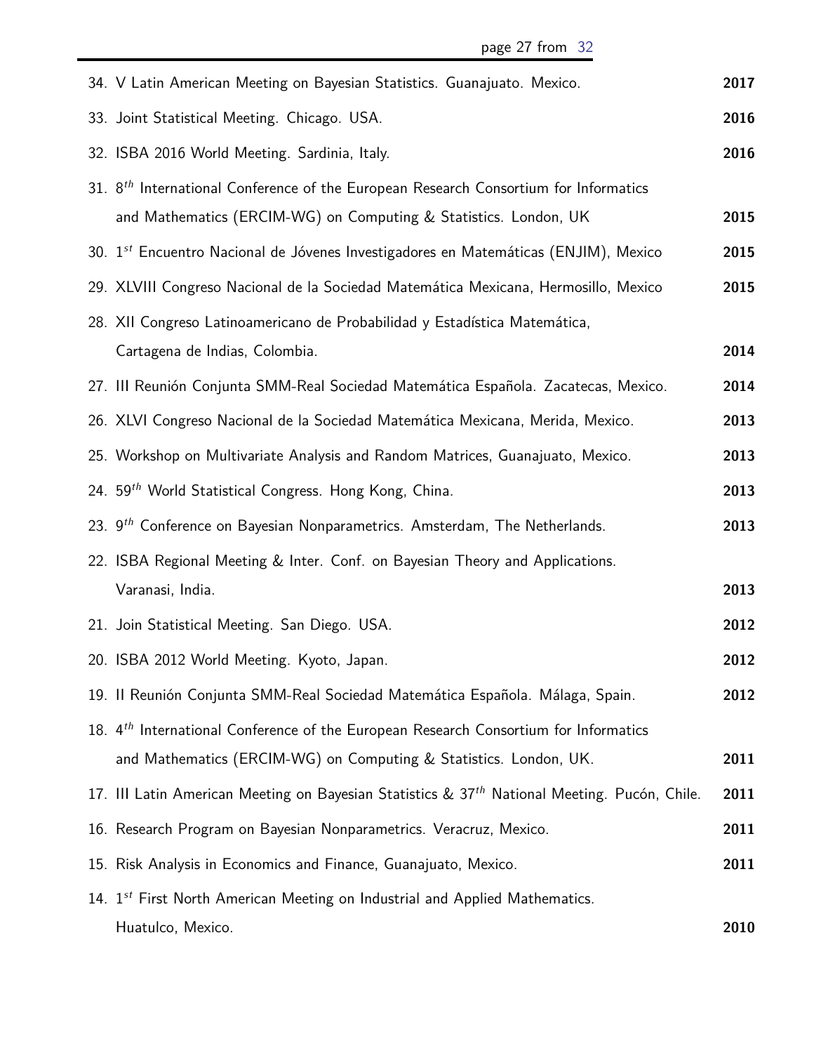34. V Latin American Meeting on Bayesian Statistics. Guanajuato. Mexico. **2017**
33. Joint Statistical Meeting. Chicago. USA. **2016**
32. ISBA 2016 World Meeting. Sardinia, Italy. **2016**
31. $8^{th}$ International Conference of the European Research Consortium for Informatics and Mathematics (ERCIM-WG) on Computing & Statistics. London, UK **2015**
30. $1^{st}$ Encuentro Nacional de Jóvenes Investigadores en Matemáticas (ENJIM), Mexico **2015**
29. XLVIII Congreso Nacional de la Sociedad Matemática Mexicana, Hermosillo, Mexico **2015**
28. XII Congreso Latinoamericano de Probabilidad y Estadística Matemática, Cartagena de Indias, Colombia. **2014**
27. III Reunión Conjunta SMM-Real Sociedad Matemática Española. Zacatecas, Mexico. **2014**
26. XLVI Congreso Nacional de la Sociedad Matemática Mexicana, Merida, Mexico. **2013**
25. Workshop on Multivariate Analysis and Random Matrices, Guanajuato, Mexico. **2013**
24. $59^{th}$ World Statistical Congress. Hong Kong, China. **2013**
23. $9^{th}$ Conference on Bayesian Nonparametrics. Amsterdam, The Netherlands. **2013**
22. ISBA Regional Meeting & Inter. Conf. on Bayesian Theory and Applications. Varanasi, India. **2013**
21. Join Statistical Meeting. San Diego. USA. **2012**
20. ISBA 2012 World Meeting. Kyoto, Japan. **2012**
19. II Reunión Conjunta SMM-Real Sociedad Matemática Española. Málaga, Spain. **2012**
18. $4^{th}$ International Conference of the European Research Consortium for Informatics and Mathematics (ERCIM-WG) on Computing & Statistics. London, UK. **2011**
17. III Latin American Meeting on Bayesian Statistics & $37^{th}$ National Meeting. Pucón, Chile. **2011**
16. Research Program on Bayesian Nonparametrics. Veracruz, Mexico. **2011**
15. Risk Analysis in Economics and Finance, Guanajuato, Mexico. **2011**
14. $1^{st}$ First North American Meeting on Industrial and Applied Mathematics. Huatulco, Mexico. **2010**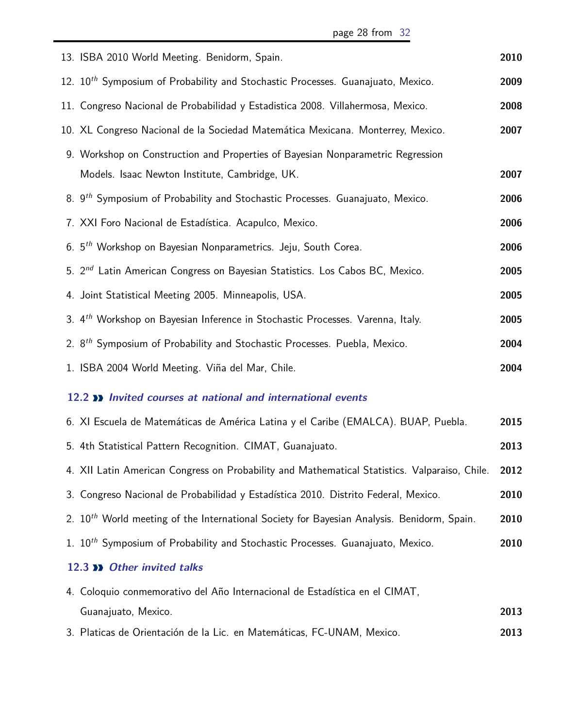13. ISBA 2010 World Meeting. Benidorm, Spain. **2010**
12. $10^{th}$ Symposium of Probability and Stochastic Processes. Guanajuato, Mexico. **2009**
11. Congreso Nacional de Probabilidad y Estadistica 2008. Villahermosa, Mexico. **2008**
10. XL Congreso Nacional de la Sociedad Matemática Mexicana. Monterrey, Mexico. **2007**
9. Workshop on Construction and Properties of Bayesian Nonparametric Regression Models. Isaac Newton Institute, Cambridge, UK. **2007**
8. $9^{th}$ Symposium of Probability and Stochastic Processes. Guanajuato, Mexico. **2006**
7. XXI Foro Nacional de Estadística. Acapulco, Mexico. **2006**
6. $5^{th}$ Workshop on Bayesian Nonparametrics. Jeju, South Corea. **2006**
5. $2^{nd}$ Latin American Congress on Bayesian Statistics. Los Cabos BC, Mexico. **2005**
4. Joint Statistical Meeting 2005. Minneapolis, USA. **2005**
3. $4^{th}$ Workshop on Bayesian Inference in Stochastic Processes. Varenna, Italy. **2005**
2. $8^{th}$ Symposium of Probability and Stochastic Processes. Puebla, Mexico. **2004**
1. ISBA 2004 World Meeting. Viña del Mar, Chile. **2004**

### 12.2 » *Invited courses at national and international events*

6. XI Escuela de Matemáticas de América Latina y el Caribe (EMALCA). BUAP, Puebla. **2015**
5. 4th Statistical Pattern Recognition. CIMAT, Guanajuato. **2013**
4. XII Latin American Congress on Probability and Mathematical Statistics. Valparaiso, Chile. **2012**
3. Congreso Nacional de Probabilidad y Estadística 2010. Distrito Federal, Mexico. **2010**
2. $10^{th}$ World meeting of the International Society for Bayesian Analysis. Benidorm, Spain. **2010**
1. $10^{th}$ Symposium of Probability and Stochastic Processes. Guanajuato, Mexico. **2010**

### 12.3 » *Other invited talks*

4. Coloquio conmemorativo del Año Internacional de Estadística en el CIMAT, Guanajuato, Mexico. **2013**
3. Platicas de Orientación de la Lic. en Matemáticas, FC-UNAM, Mexico. **2013**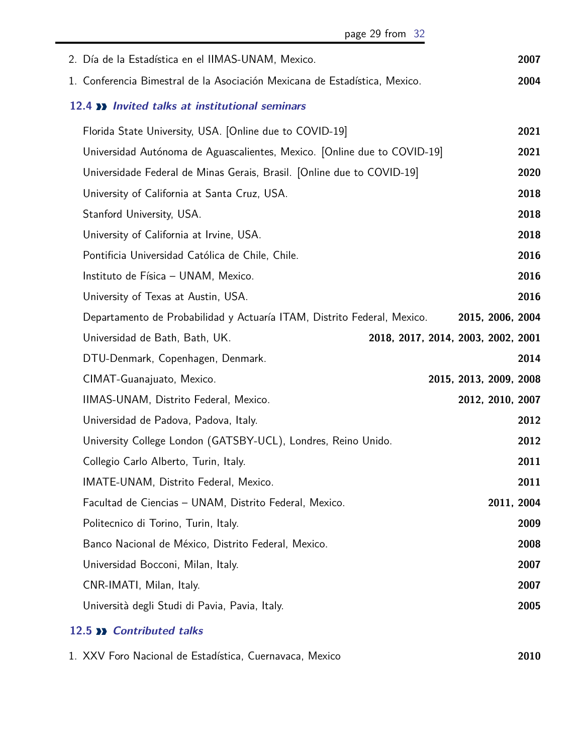2. Día de la Estadística en el IIMAS-UNAM, Mexico. **2007**

1. Conferencia Bimestral de la Asociación Mexicana de Estadística, Mexico. **2004**

### 12.4 » *Invited talks at institutional seminars*

Florida State University, USA. [Online due to COVID-19] **2021**

Universidad Autónoma de Aguascalientes, Mexico. [Online due to COVID-19] **2021**

Universidade Federal de Minas Gerais, Brasil. [Online due to COVID-19] **2020**

University of California at Santa Cruz, USA. **2018**

Stanford University, USA. **2018**

University of California at Irvine, USA. **2018**

Pontificia Universidad Católica de Chile, Chile. **2016**

Instituto de Física – UNAM, Mexico. **2016**

University of Texas at Austin, USA. **2016**

Departamento de Probabilidad y Actuaría ITAM, Distrito Federal, Mexico. **2015, 2006, 2004**

Universidad de Bath, Bath, UK. **2018, 2017, 2014, 2003, 2002, 2001**

DTU-Denmark, Copenhagen, Denmark. **2014**

CIMAT-Guanajuato, Mexico. **2015, 2013, 2009, 2008**

IIMAS-UNAM, Distrito Federal, Mexico. **2012, 2010, 2007**

Universidad de Padova, Padova, Italy. **2012**

University College London (GATSBY-UCL), Londres, Reino Unido. **2012**

Collegio Carlo Alberto, Turin, Italy. **2011**

IMATE-UNAM, Distrito Federal, Mexico. **2011**

Facultad de Ciencias – UNAM, Distrito Federal, Mexico. **2011, 2004**

Politecnico di Torino, Turin, Italy. **2009**

Banco Nacional de México, Distrito Federal, Mexico. **2008**

Universidad Bocconi, Milan, Italy. **2007**

CNR-IMATI, Milan, Italy. **2007**

Università degli Studi di Pavia, Pavia, Italy. **2005**

### 12.5 » *Contributed talks*

1. XXV Foro Nacional de Estadística, Cuernavaca, Mexico **2010**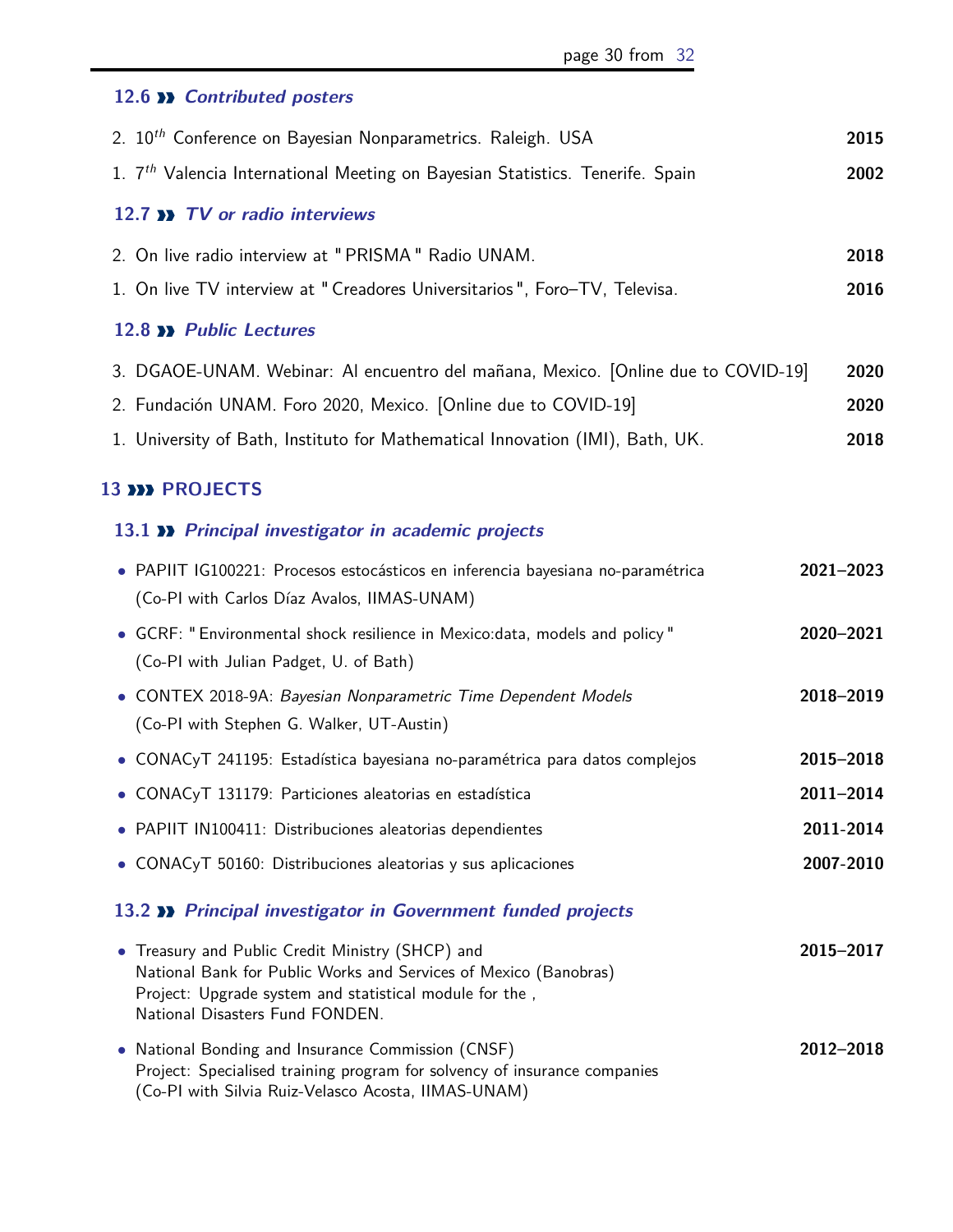### 12.6 ›› *Contributed posters*

2. 10$^{th}$ Conference on Bayesian Nonparametrics. Raleigh. USA **2015**
1. 7$^{th}$ Valencia International Meeting on Bayesian Statistics. Tenerife. Spain **2002**

### 12.7 ›› *TV or radio interviews*

2. On live radio interview at "PRISMA" Radio UNAM. **2018**
1. On live TV interview at "Creadores Universitarios", Foro–TV, Televisa. **2016**

### 12.8 ›› *Public Lectures*

3. DGAOE-UNAM. Webinar: Al encuentro del mañana, Mexico. [Online due to COVID-19] **2020**
2. Fundación UNAM. Foro 2020, Mexico. [Online due to COVID-19] **2020**
1. University of Bath, Instituto for Mathematical Innovation (IMI), Bath, UK. **2018**

## 13 ››› PROJECTS

### 13.1 ›› *Principal investigator in academic projects*

- PAPIIT IG100221: Procesos estocásticos en inferencia bayesiana no-paramétrica (Co-PI with Carlos Díaz Avalos, IIMAS-UNAM) **2021–2023**
- GCRF: "Environmental shock resilience in Mexico:data, models and policy" (Co-PI with Julian Padget, U. of Bath) **2020–2021**
- CONTEX 2018-9A: *Bayesian Nonparametric Time Dependent Models* (Co-PI with Stephen G. Walker, UT-Austin) **2018–2019**
- CONACyT 241195: Estadística bayesiana no-paramétrica para datos complejos **2015–2018**
- CONACyT 131179: Particiones aleatorias en estadística **2011–2014**
- PAPIIT IN100411: Distribuciones aleatorias dependientes **2011-2014**
- CONACyT 50160: Distribuciones aleatorias y sus aplicaciones **2007-2010**

### 13.2 ›› *Principal investigator in Government funded projects*

- Treasury and Public Credit Ministry (SHCP) and National Bank for Public Works and Services of Mexico (Banobras) Project: Upgrade system and statistical module for the , National Disasters Fund FONDEN. **2015–2017**
- National Bonding and Insurance Commission (CNSF) Project: Specialised training program for solvency of insurance companies (Co-PI with Silvia Ruiz-Velasco Acosta, IIMAS-UNAM) **2012–2018**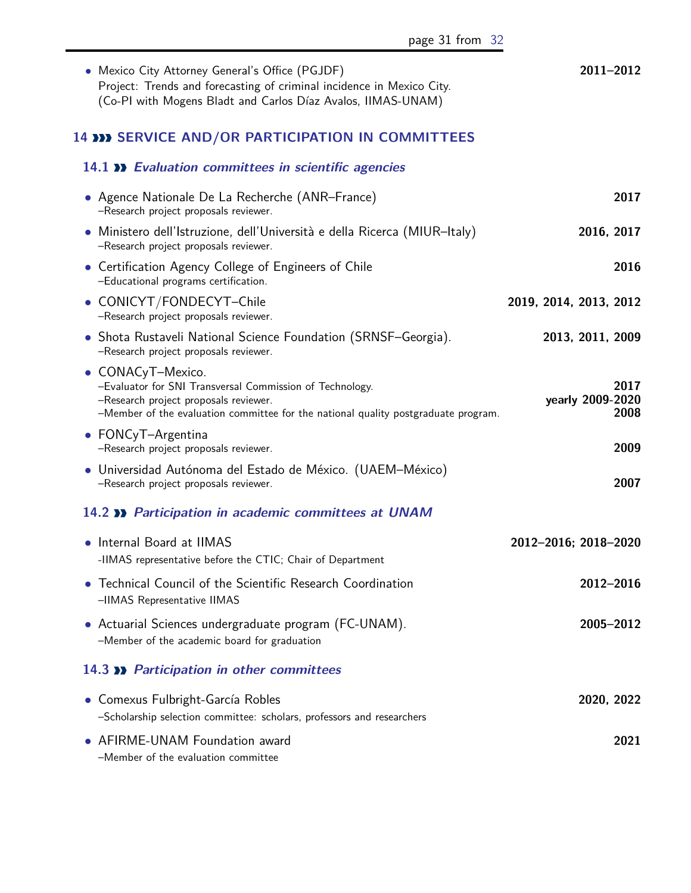- Mexico City Attorney General's Office (PGJDF) **2011–2012**
  Project: Trends and forecasting of criminal incidence in Mexico City.
  (Co-PI with Mogens Bladt and Carlos Díaz Avalos, IIMAS-UNAM)

## 14 ››› SERVICE AND/OR PARTICIPATION IN COMMITTEES

### 14.1 ›› *Evaluation committees in scientific agencies*

- Agence Nationale De La Recherche (ANR–France) **2017**
  –Research project proposals reviewer.
- Ministero dell'Istruzione, dell'Università e della Ricerca (MIUR–Italy) **2016, 2017**
  –Research project proposals reviewer.
- Certification Agency College of Engineers of Chile **2016**
  –Educational programs certification.
- CONICYT/FONDECYT–Chile **2019, 2014, 2013, 2012**
  –Research project proposals reviewer.
- Shota Rustaveli National Science Foundation (SRNSF–Georgia). **2013, 2011, 2009**
  –Research project proposals reviewer.
- CONACyT–Mexico.
  –Evaluator for SNI Transversal Commission of Technology. **2017**
  –Research project proposals reviewer. **yearly 2009-2020**
  –Member of the evaluation committee for the national quality postgraduate program. **2008**
- FONCyT–Argentina
  –Research project proposals reviewer. **2009**
- Universidad Autónoma del Estado de México. (UAEM–México)
  –Research project proposals reviewer. **2007**

### 14.2 ›› *Participation in academic committees at UNAM*

- Internal Board at IIMAS **2012–2016; 2018–2020**
  -IIMAS representative before the CTIC; Chair of Department
- Technical Council of the Scientific Research Coordination **2012–2016**
  –IIMAS Representative IIMAS
- Actuarial Sciences undergraduate program (FC-UNAM). **2005–2012**
  –Member of the academic board for graduation

### 14.3 ›› *Participation in other committees*

- Comexus Fulbright-García Robles **2020, 2022**
  –Scholarship selection committee: scholars, professors and researchers
- AFIRME-UNAM Foundation award **2021**
  –Member of the evaluation committee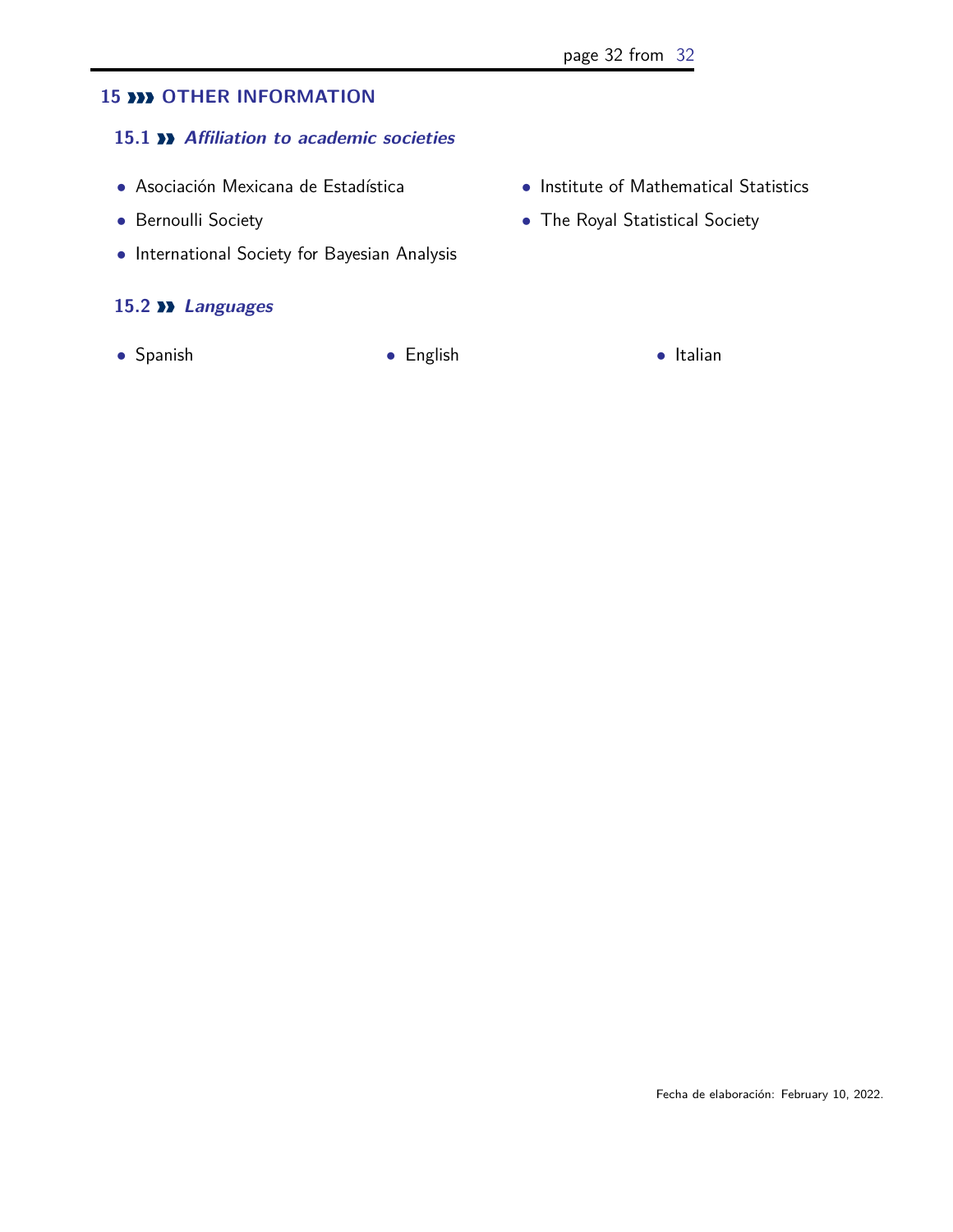## 15 ››› OTHER INFORMATION

### 15.1 ›› *Affiliation to academic societies*

- Asociación Mexicana de Estadística
- Bernoulli Society
- International Society for Bayesian Analysis
- Institute of Mathematical Statistics
- The Royal Statistical Society

### 15.2 ›› *Languages*

- Spanish
- English
- Italian

Fecha de elaboración: February 10, 2022.